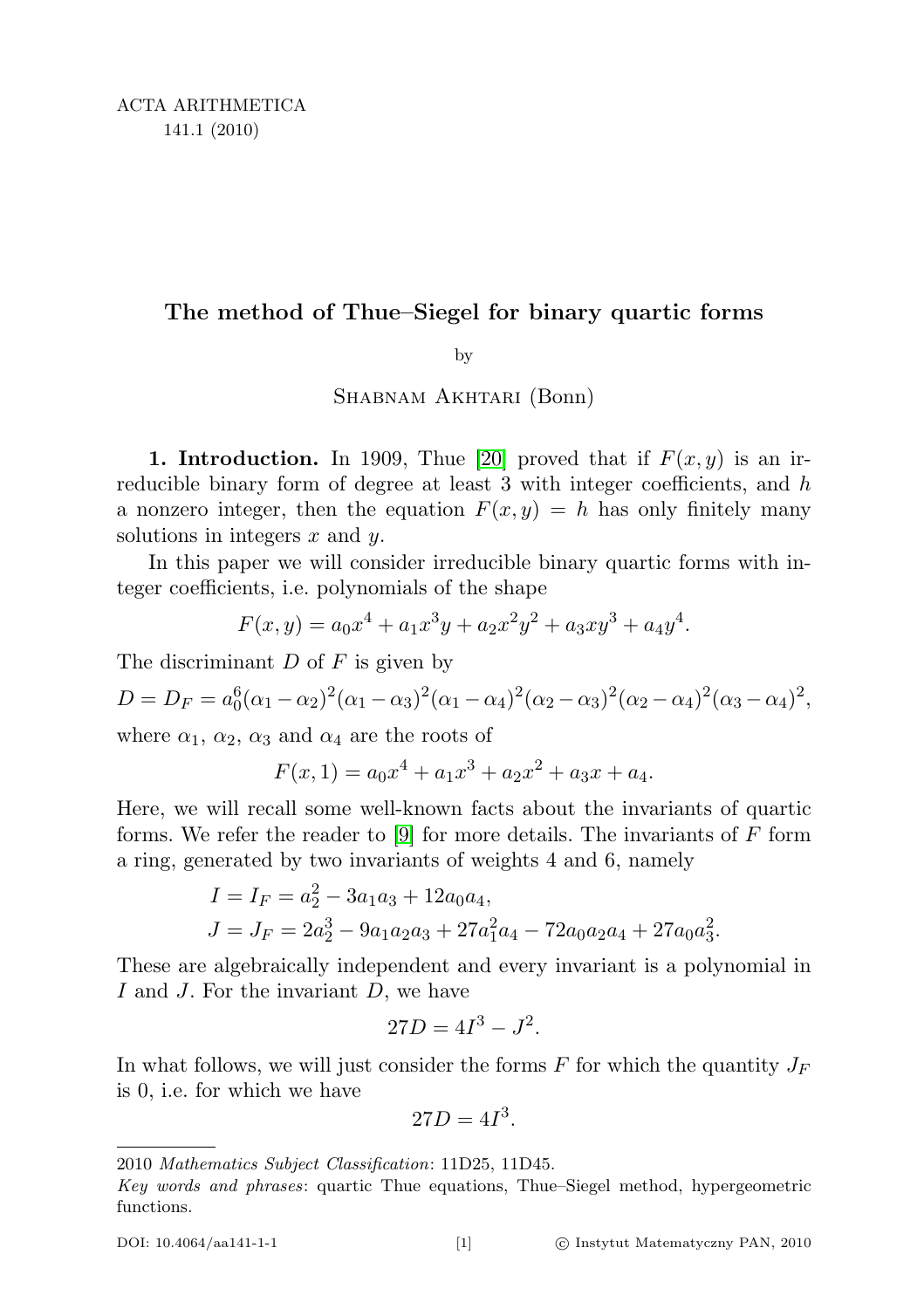# The method of Thue–Siegel for binary quartic forms

by

Shabnam Akhtari (Bonn)

**1. Introduction.** In 1909, Thue [20] proved that if $F(x,y)$ is an irreducible binary form of degree at least 3 with integer coefficients, and $h$ a nonzero integer, then the equation $F(x,y) = h$ has only finitely many solutions in integers $x$ and $y$.

In this paper we will consider irreducible binary quartic forms with integer coefficients, i.e. polynomials of the shape

$$F(x,y) = a_0x^4 + a_1x^3y + a_2x^2y^2 + a_3xy^3 + a_4y^4.$$

The discriminant $D$ of $F$ is given by

$$D = D_F = a_0^6(\alpha_1-\alpha_2)^2(\alpha_1-\alpha_3)^2(\alpha_1-\alpha_4)^2(\alpha_2-\alpha_3)^2(\alpha_2-\alpha_4)^2(\alpha_3-\alpha_4)^2,$$

where $\alpha_1$, $\alpha_2$, $\alpha_3$ and $\alpha_4$ are the roots of

$$F(x,1) = a_0x^4 + a_1x^3 + a_2x^2 + a_3x + a_4.$$

Here, we will recall some well-known facts about the invariants of quartic forms. We refer the reader to [9] for more details. The invariants of $F$ form a ring, generated by two invariants of weights 4 and 6, namely

$$I = I_F = a_2^2 - 3a_1a_3 + 12a_0a_4,$$
$$J = J_F = 2a_2^3 - 9a_1a_2a_3 + 27a_1^2a_4 - 72a_0a_2a_4 + 27a_0a_3^2.$$

These are algebraically independent and every invariant is a polynomial in $I$ and $J$. For the invariant $D$, we have

$$27D = 4I^3 - J^2.$$

In what follows, we will just consider the forms $F$ for which the quantity $J_F$ is 0, i.e. for which we have

$$27D = 4I^3.$$

2010 *Mathematics Subject Classification*: 11D25, 11D45.

*Key words and phrases*: quartic Thue equations, Thue–Siegel method, hypergeometric functions.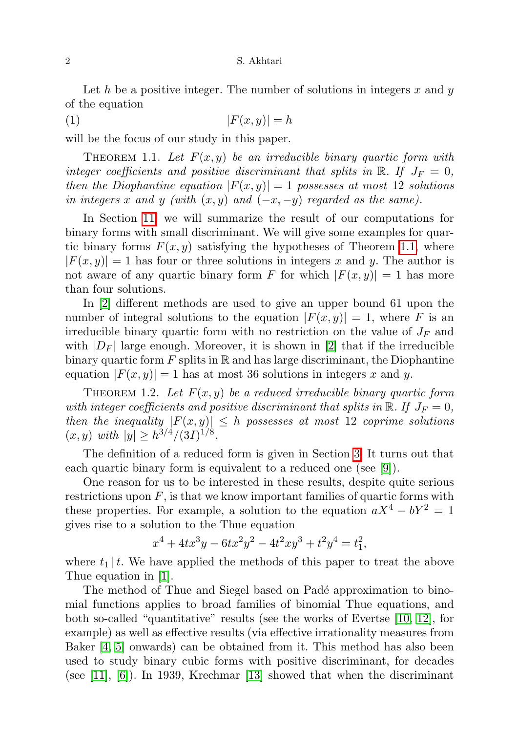Let $h$ be a positive integer. The number of solutions in integers $x$ and $y$ of the equation

$$|F(x,y)| = h \tag{1}$$

will be the focus of our study in this paper.

**Theorem 1.1.** *Let $F(x,y)$ be an irreducible binary quartic form with integer coefficients and positive discriminant that splits in $\mathbb{R}$. If $J_F = 0$, then the Diophantine equation $|F(x,y)| = 1$ possesses at most 12 solutions in integers $x$ and $y$ (with $(x,y)$ and $(-x,-y)$ regarded as the same).*

In Section 11, we will summarize the result of our computations for binary forms with small discriminant. We will give some examples for quartic binary forms $F(x,y)$ satisfying the hypotheses of Theorem 1.1, where $|F(x,y)| = 1$ has four or three solutions in integers $x$ and $y$. The author is not aware of any quartic binary form $F$ for which $|F(x,y)| = 1$ has more than four solutions.

In [2] different methods are used to give an upper bound 61 upon the number of integral solutions to the equation $|F(x,y)| = 1$, where $F$ is an irreducible binary quartic form with no restriction on the value of $J_F$ and with $|D_F|$ large enough. Moreover, it is shown in [2] that if the irreducible binary quartic form $F$ splits in $\mathbb{R}$ and has large discriminant, the Diophantine equation $|F(x,y)| = 1$ has at most 36 solutions in integers $x$ and $y$.

**Theorem 1.2.** *Let $F(x,y)$ be a reduced irreducible binary quartic form with integer coefficients and positive discriminant that splits in $\mathbb{R}$. If $J_F = 0$, then the inequality $|F(x,y)| \leq h$ possesses at most 12 coprime solutions $(x,y)$ with $|y| \geq h^{3/4}/(3I)^{1/8}$.*

The definition of a reduced form is given in Section 3. It turns out that each quartic binary form is equivalent to a reduced one (see [9]).

One reason for us to be interested in these results, despite quite serious restrictions upon $F$, is that we know important families of quartic forms with these properties. For example, a solution to the equation $aX^4 - bY^2 = 1$ gives rise to a solution to the Thue equation

$$x^4 + 4tx^3y - 6tx^2y^2 - 4t^2xy^3 + t^2y^4 = t_1^2,$$

where $t_1 \mid t$. We have applied the methods of this paper to treat the above Thue equation in [1].

The method of Thue and Siegel based on Padé approximation to binomial functions applies to broad families of binomial Thue equations, and both so-called "quantitative" results (see the works of Evertse [10, 12], for example) as well as effective results (via effective irrationality measures from Baker [4, 5] onwards) can be obtained from it. This method has also been used to study binary cubic forms with positive discriminant, for decades (see [11], [6]). In 1939, Krechmar [13] showed that when the discriminant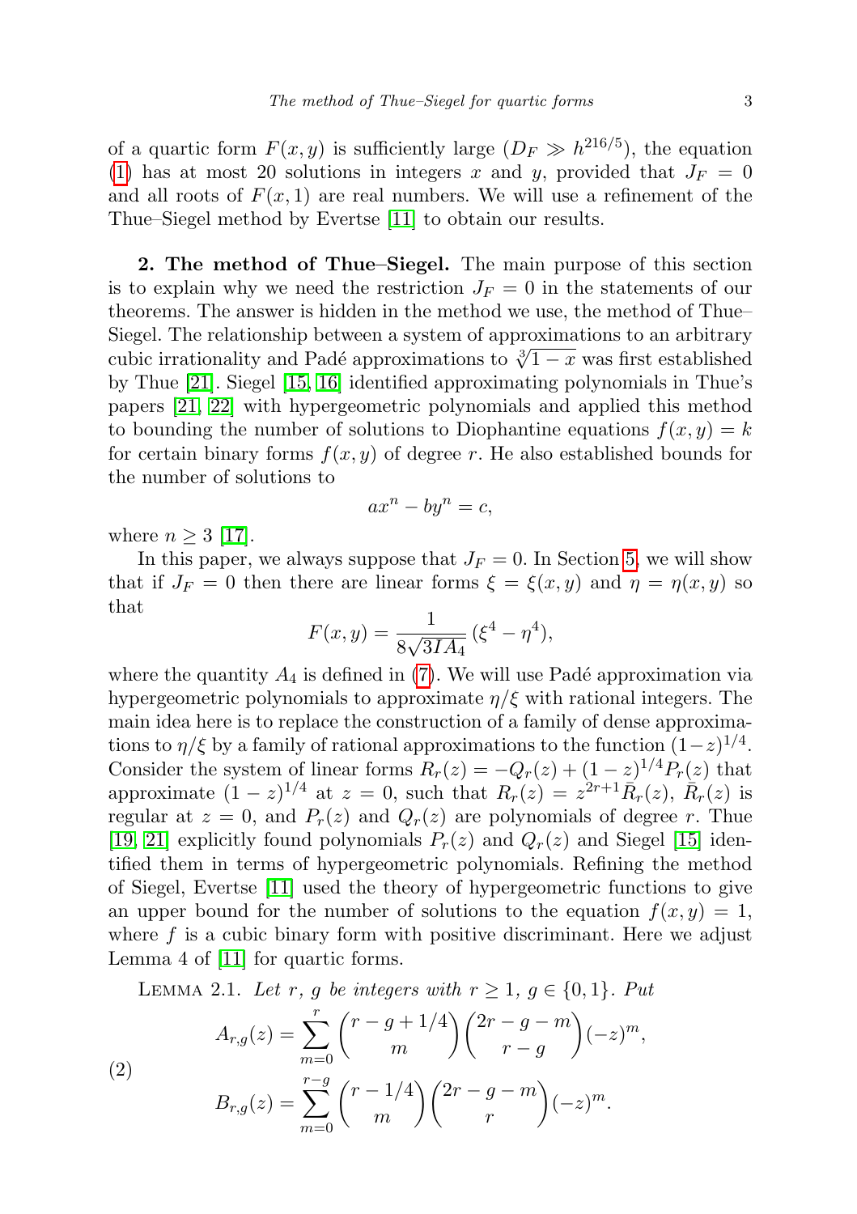of a quartic form $F(x, y)$ is sufficiently large ($D_F \gg h^{216/5}$), the equation (1) has at most 20 solutions in integers $x$ and $y$, provided that $J_F = 0$ and all roots of $F(x, 1)$ are real numbers. We will use a refinement of the Thue–Siegel method by Evertse [11] to obtain our results.

**2. The method of Thue–Siegel.** The main purpose of this section is to explain why we need the restriction $J_F = 0$ in the statements of our theorems. The answer is hidden in the method we use, the method of Thue–Siegel. The relationship between a system of approximations to an arbitrary cubic irrationality and Padé approximations to $\sqrt[3]{1-x}$ was first established by Thue [21]. Siegel [15, 16] identified approximating polynomials in Thue's papers [21, 22] with hypergeometric polynomials and applied this method to bounding the number of solutions to Diophantine equations $f(x, y) = k$ for certain binary forms $f(x, y)$ of degree $r$. He also established bounds for the number of solutions to

$$ax^n - by^n = c,$$

where $n \geq 3$ [17].

In this paper, we always suppose that $J_F = 0$. In Section 5, we will show that if $J_F = 0$ then there are linear forms $\xi = \xi(x, y)$ and $\eta = \eta(x, y)$ so that

$$F(x, y) = \frac{1}{8\sqrt{3IA_4}}\,(\xi^4 - \eta^4),$$

where the quantity $A_4$ is defined in (7). We will use Padé approximation via hypergeometric polynomials to approximate $\eta/\xi$ with rational integers. The main idea here is to replace the construction of a family of dense approximations to $\eta/\xi$ by a family of rational approximations to the function $(1-z)^{1/4}$. Consider the system of linear forms $R_r(z) = -Q_r(z) + (1-z)^{1/4}P_r(z)$ that approximate $(1-z)^{1/4}$ at $z = 0$, such that $R_r(z) = z^{2r+1}\bar{R}_r(z)$, $\bar{R}_r(z)$ is regular at $z = 0$, and $P_r(z)$ and $Q_r(z)$ are polynomials of degree $r$. Thue [19, 21] explicitly found polynomials $P_r(z)$ and $Q_r(z)$ and Siegel [15] identified them in terms of hypergeometric polynomials. Refining the method of Siegel, Evertse [11] used the theory of hypergeometric functions to give an upper bound for the number of solutions to the equation $f(x, y) = 1$, where $f$ is a cubic binary form with positive discriminant. Here we adjust Lemma 4 of [11] for quartic forms.

Lemma 2.1. *Let $r$, $g$ be integers with $r \geq 1$, $g \in \{0, 1\}$. Put*

$$A_{r,g}(z) = \sum_{m=0}^{r} \binom{r-g+1/4}{m}\binom{2r-g-m}{r-g}(-z)^m, \tag{2}$$

$$B_{r,g}(z) = \sum_{m=0}^{r-g} \binom{r-1/4}{m}\binom{2r-g-m}{r}(-z)^m.$$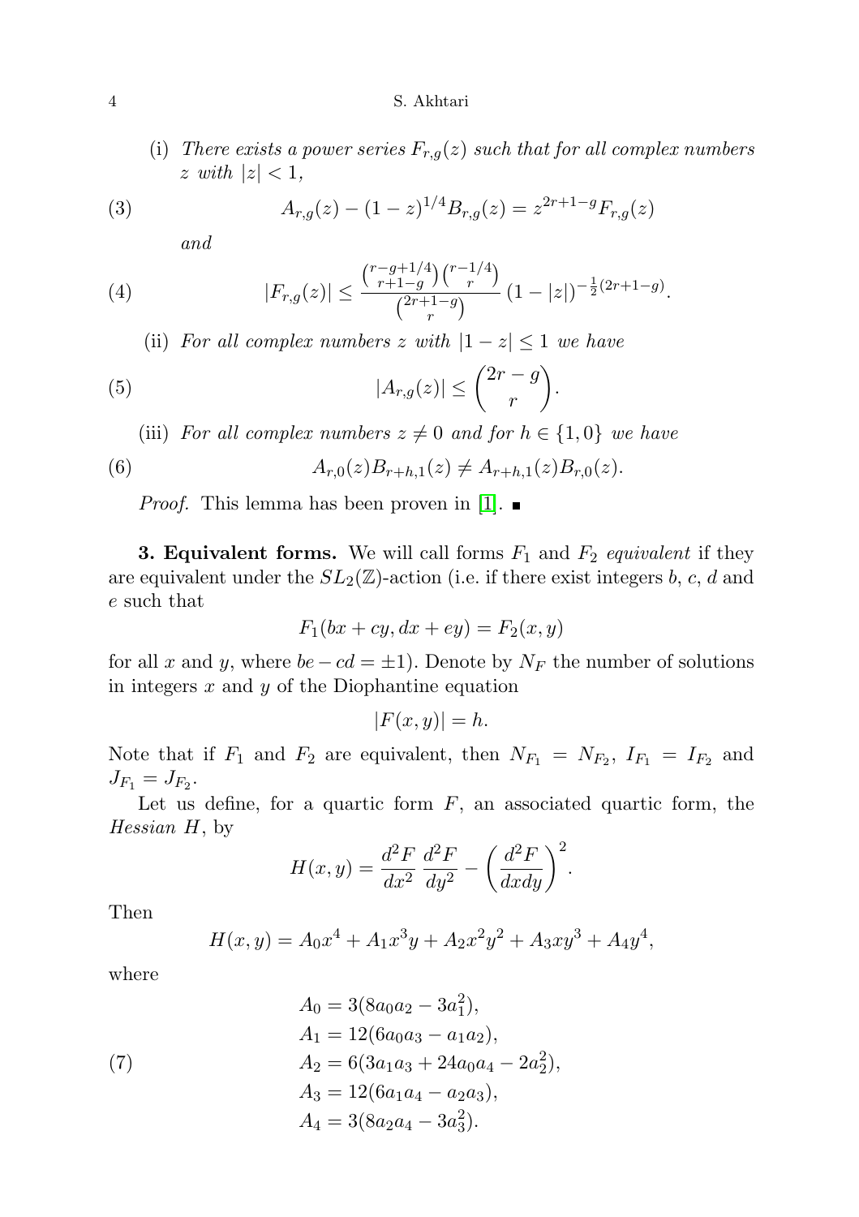(i) *There exists a power series $F_{r,g}(z)$ such that for all complex numbers $z$ with $|z| < 1$,*

$$A_{r,g}(z) - (1-z)^{1/4} B_{r,g}(z) = z^{2r+1-g} F_{r,g}(z) \tag{3}$$

*and*

$$|F_{r,g}(z)| \leq \frac{\binom{r-g+1/4}{r+1-g}\binom{r-1/4}{r}}{\binom{2r+1-g}{r}} (1-|z|)^{-\frac{1}{2}(2r+1-g)}. \tag{4}$$

(ii) *For all complex numbers $z$ with $|1-z| \leq 1$ we have*

$$|A_{r,g}(z)| \leq \binom{2r-g}{r}. \tag{5}$$

(iii) *For all complex numbers $z \neq 0$ and for $h \in \{1, 0\}$ we have*

$$A_{r,0}(z) B_{r+h,1}(z) \neq A_{r+h,1}(z) B_{r,0}(z). \tag{6}$$

*Proof.* This lemma has been proven in [1]. ∎

**3. Equivalent forms.** We will call forms $F_1$ and $F_2$ *equivalent* if they are equivalent under the $SL_2(\mathbb{Z})$-action (i.e. if there exist integers $b$, $c$, $d$ and $e$ such that

$$F_1(bx + cy, dx + ey) = F_2(x, y)$$

for all $x$ and $y$, where $be - cd = \pm 1$). Denote by $N_F$ the number of solutions in integers $x$ and $y$ of the Diophantine equation

$$|F(x, y)| = h.$$

Note that if $F_1$ and $F_2$ are equivalent, then $N_{F_1} = N_{F_2}$, $I_{F_1} = I_{F_2}$ and $J_{F_1} = J_{F_2}$.

Let us define, for a quartic form $F$, an associated quartic form, the *Hessian* $H$, by

$$H(x, y) = \frac{d^2 F}{dx^2} \frac{d^2 F}{dy^2} - \left(\frac{d^2 F}{dx dy}\right)^2.$$

Then

$$H(x, y) = A_0 x^4 + A_1 x^3 y + A_2 x^2 y^2 + A_3 x y^3 + A_4 y^4,$$

where

$$\begin{aligned}
A_0 &= 3(8a_0 a_2 - 3a_1^2), \\
A_1 &= 12(6a_0 a_3 - a_1 a_2), \\
A_2 &= 6(3a_1 a_3 + 24 a_0 a_4 - 2a_2^2), \\
A_3 &= 12(6a_1 a_4 - a_2 a_3), \\
A_4 &= 3(8a_2 a_4 - 3a_3^2).
\end{aligned} \tag{7}$$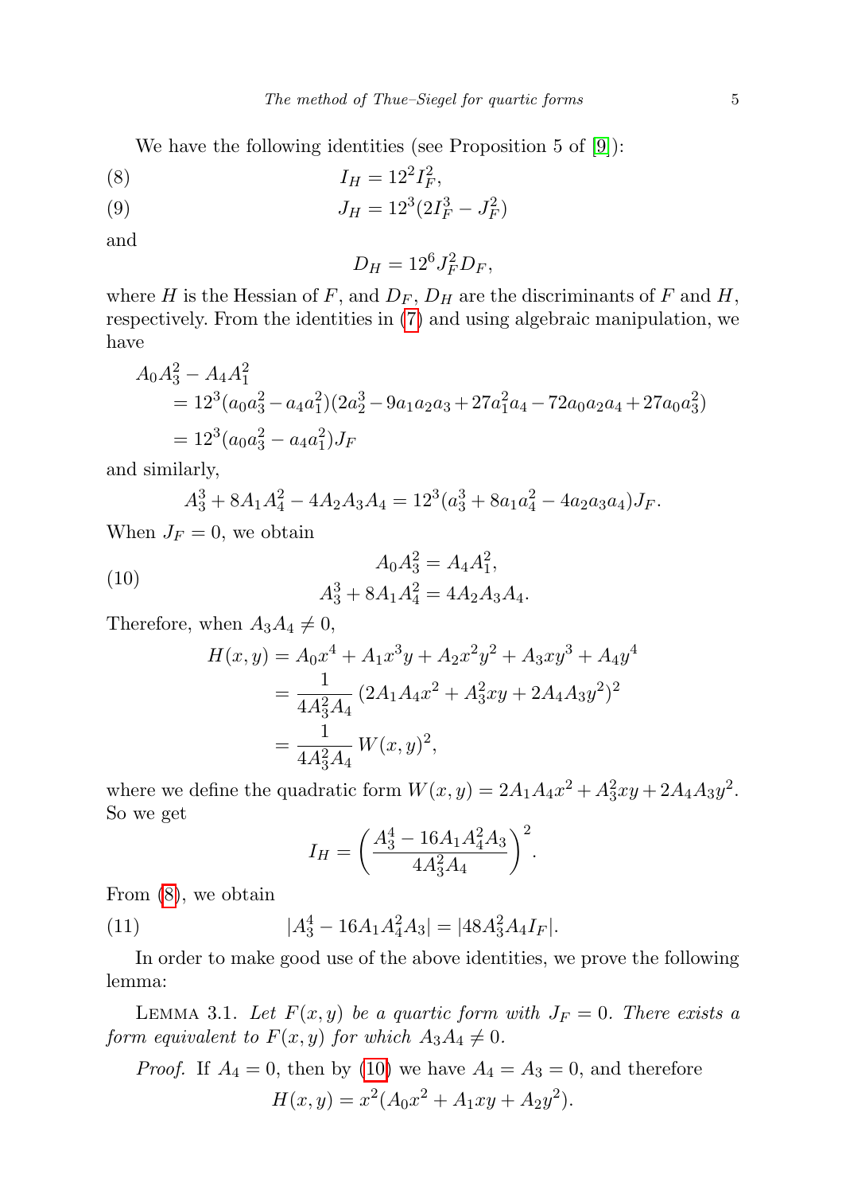We have the following identities (see Proposition 5 of [9]):

$$I_H = 12^2 I_F^2, \tag{8}$$

$$J_H = 12^3 (2I_F^3 - J_F^2) \tag{9}$$

and

$$D_H = 12^6 J_F^2 D_F,$$

where $H$ is the Hessian of $F$, and $D_F$, $D_H$ are the discriminants of $F$ and $H$, respectively. From the identities in (7) and using algebraic manipulation, we have

$$\begin{aligned}
&A_0 A_3^2 - A_4 A_1^2 \\
&\quad = 12^3 (a_0 a_3^2 - a_4 a_1^2)(2a_2^3 - 9a_1 a_2 a_3 + 27 a_1^2 a_4 - 72 a_0 a_2 a_4 + 27 a_0 a_3^2) \\
&\quad = 12^3 (a_0 a_3^2 - a_4 a_1^2) J_F
\end{aligned}$$

and similarly,

$$A_3^3 + 8A_1 A_4^2 - 4A_2 A_3 A_4 = 12^3 (a_3^3 + 8a_1 a_4^2 - 4a_2 a_3 a_4) J_F.$$

When $J_F = 0$, we obtain

$$\begin{aligned}
A_0 A_3^2 &= A_4 A_1^2, \\
A_3^3 + 8A_1 A_4^2 &= 4A_2 A_3 A_4.
\end{aligned} \tag{10}$$

Therefore, when $A_3 A_4 \neq 0$,

$$\begin{aligned}
H(x, y) &= A_0 x^4 + A_1 x^3 y + A_2 x^2 y^2 + A_3 x y^3 + A_4 y^4 \\
&= \frac{1}{4A_3^2 A_4} \, (2A_1 A_4 x^2 + A_3^2 xy + 2A_4 A_3 y^2)^2 \\
&= \frac{1}{4A_3^2 A_4} \, W(x, y)^2,
\end{aligned}$$

where we define the quadratic form $W(x, y) = 2A_1 A_4 x^2 + A_3^2 xy + 2A_4 A_3 y^2$. So we get

$$I_H = \left( \frac{A_3^4 - 16 A_1 A_4^2 A_3}{4A_3^2 A_4} \right)^2.$$

From (8), we obtain

$$|A_3^4 - 16 A_1 A_4^2 A_3| = |48 A_3^2 A_4 I_F|. \tag{11}$$

In order to make good use of the above identities, we prove the following lemma:

Lemma 3.1. *Let $F(x, y)$ be a quartic form with $J_F = 0$. There exists a form equivalent to $F(x, y)$ for which $A_3 A_4 \neq 0$.*

*Proof.* If $A_4 = 0$, then by (10) we have $A_4 = A_3 = 0$, and therefore

$$H(x, y) = x^2 (A_0 x^2 + A_1 xy + A_2 y^2).$$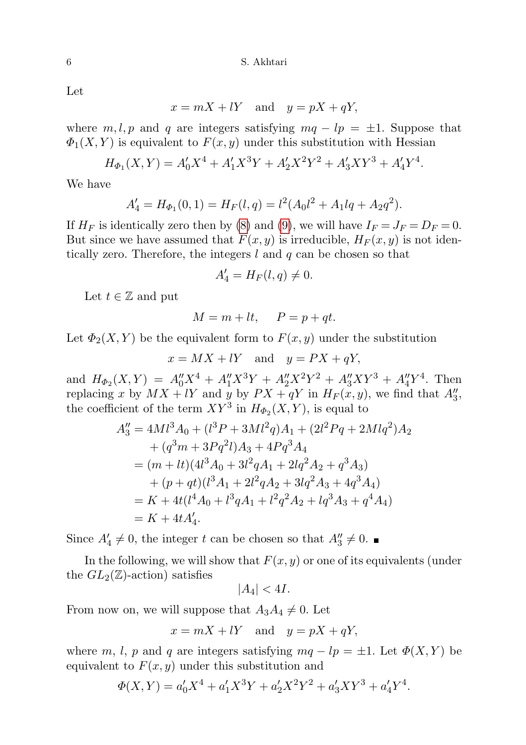Let

$$x = mX + lY \quad \text{and} \quad y = pX + qY,$$

where $m, l, p$ and $q$ are integers satisfying $mq - lp = \pm 1$. Suppose that $\Phi_1(X,Y)$ is equivalent to $F(x,y)$ under this substitution with Hessian

$$H_{\Phi_1}(X,Y) = A'_0X^4 + A'_1X^3Y + A'_2X^2Y^2 + A'_3XY^3 + A'_4Y^4.$$

We have

$$A'_4 = H_{\Phi_1}(0,1) = H_F(l,q) = l^2(A_0l^2 + A_1lq + A_2q^2).$$

If $H_F$ is identically zero then by (8) and (9), we will have $I_F = J_F = D_F = 0$. But since we have assumed that $F(x,y)$ is irreducible, $H_F(x,y)$ is not identically zero. Therefore, the integers $l$ and $q$ can be chosen so that

$$A'_4 = H_F(l,q) \neq 0.$$

Let $t \in \mathbb{Z}$ and put

$$M = m + lt, \qquad P = p + qt.$$

Let $\Phi_2(X,Y)$ be the equivalent form to $F(x,y)$ under the substitution

$$x = MX + lY \quad \text{and} \quad y = PX + qY,$$

and $H_{\Phi_2}(X,Y) = A''_0X^4 + A''_1X^3Y + A''_2X^2Y^2 + A''_3XY^3 + A''_4Y^4$. Then replacing $x$ by $MX + lY$ and $y$ by $PX + qY$ in $H_F(x,y)$, we find that $A''_3$, the coefficient of the term $XY^3$ in $H_{\Phi_2}(X,Y)$, is equal to

$$\begin{aligned}
A''_3 &= 4Ml^3A_0 + (l^3P + 3Ml^2q)A_1 + (2l^2Pq + 2Mlq^2)A_2 \\
&\quad + (q^3m + 3Pq^2l)A_3 + 4Pq^3A_4 \\
&= (m + lt)(4l^3A_0 + 3l^2qA_1 + 2lq^2A_2 + q^3A_3) \\
&\quad + (p + qt)(l^3A_1 + 2l^2qA_2 + 3lq^2A_3 + 4q^3A_4) \\
&= K + 4t(l^4A_0 + l^3qA_1 + l^2q^2A_2 + lq^3A_3 + q^4A_4) \\
&= K + 4tA'_4.
\end{aligned}$$

Since $A'_4 \neq 0$, the integer $t$ can be chosen so that $A''_3 \neq 0$. ∎

In the following, we will show that $F(x,y)$ or one of its equivalents (under the $GL_2(\mathbb{Z})$-action) satisfies

$$|A_4| < 4I.$$

From now on, we will suppose that $A_3A_4 \neq 0$. Let

$$x = mX + lY \quad \text{and} \quad y = pX + qY,$$

where $m$, $l$, $p$ and $q$ are integers satisfying $mq - lp = \pm 1$. Let $\Phi(X,Y)$ be equivalent to $F(x,y)$ under this substitution and

$$\Phi(X,Y) = a'_0X^4 + a'_1X^3Y + a'_2X^2Y^2 + a'_3XY^3 + a'_4Y^4.$$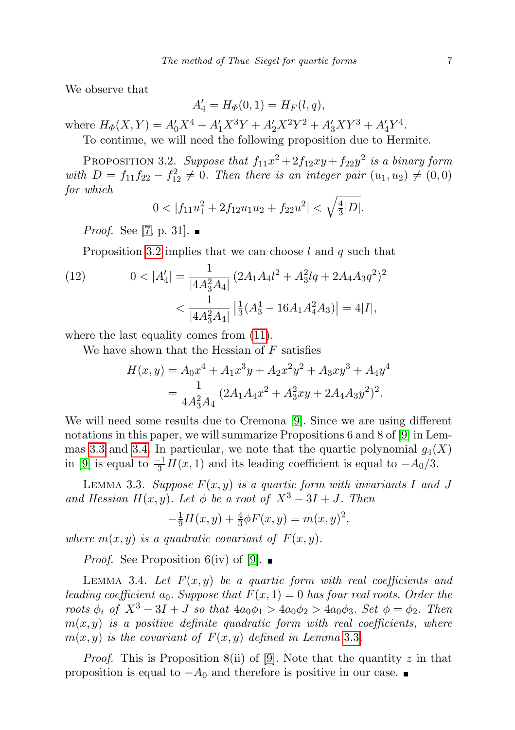We observe that

$$A_4' = H_\Phi(0,1) = H_F(l,q),$$

where $H_\Phi(X,Y) = A_0'X^4 + A_1'X^3Y + A_2'X^2Y^2 + A_3'XY^3 + A_4'Y^4$.

To continue, we will need the following proposition due to Hermite.

PROPOSITION 3.2. *Suppose that $f_{11}x^2 + 2f_{12}xy + f_{22}y^2$ is a binary form with $D = f_{11}f_{22} - f_{12}^2 \neq 0$. Then there is an integer pair $(u_1,u_2) \neq (0,0)$ for which*

$$0 < |f_{11}u_1^2 + 2f_{12}u_1u_2 + f_{22}u^2| < \sqrt{\tfrac{4}{3}|D|}.$$

*Proof.* See [7, p. 31]. ∎

Proposition 3.2 implies that we can choose $l$ and $q$ such that

$$\begin{aligned}(12)\qquad 0 < |A_4'| &= \frac{1}{|4A_3^2A_4|}\,(2A_1A_4l^2 + A_3^2lq + 2A_4A_3q^2)^2 \\ &< \frac{1}{|4A_3^2A_4|}\left|\tfrac{1}{3}(A_3^4 - 16A_1A_4^2A_3)\right| = 4|I|,\end{aligned}$$

where the last equality comes from (11).

We have shown that the Hessian of $F$ satisfies

$$\begin{aligned}H(x,y) &= A_0x^4 + A_1x^3y + A_2x^2y^2 + A_3xy^3 + A_4y^4 \\ &= \frac{1}{4A_3^2A_4}\,(2A_1A_4x^2 + A_3^2xy + 2A_4A_3y^2)^2.\end{aligned}$$

We will need some results due to Cremona [9]. Since we are using different notations in this paper, we will summarize Propositions 6 and 8 of [9] in Lemmas 3.3 and 3.4. In particular, we note that the quartic polynomial $g_4(X)$ in [9] is equal to $\frac{-1}{3}H(x,1)$ and its leading coefficient is equal to $-A_0/3$.

LEMMA 3.3. *Suppose $F(x,y)$ is a quartic form with invariants $I$ and $J$ and Hessian $H(x,y)$. Let $\phi$ be a root of $X^3 - 3I + J$. Then*

$$-\tfrac{1}{9}H(x,y) + \tfrac{4}{3}\phi F(x,y) = m(x,y)^2,$$

*where $m(x,y)$ is a quadratic covariant of $F(x,y)$.*

*Proof.* See Proposition 6(iv) of [9]. ∎

LEMMA 3.4. *Let $F(x,y)$ be a quartic form with real coefficients and leading coefficient $a_0$. Suppose that $F(x,1) = 0$ has four real roots. Order the roots $\phi_i$ of $X^3 - 3I + J$ so that $4a_0\phi_1 > 4a_0\phi_2 > 4a_0\phi_3$. Set $\phi = \phi_2$. Then $m(x,y)$ is a positive definite quadratic form with real coefficients, where $m(x,y)$ is the covariant of $F(x,y)$ defined in Lemma 3.3.*

*Proof.* This is Proposition 8(ii) of [9]. Note that the quantity $z$ in that proposition is equal to $-A_0$ and therefore is positive in our case. ∎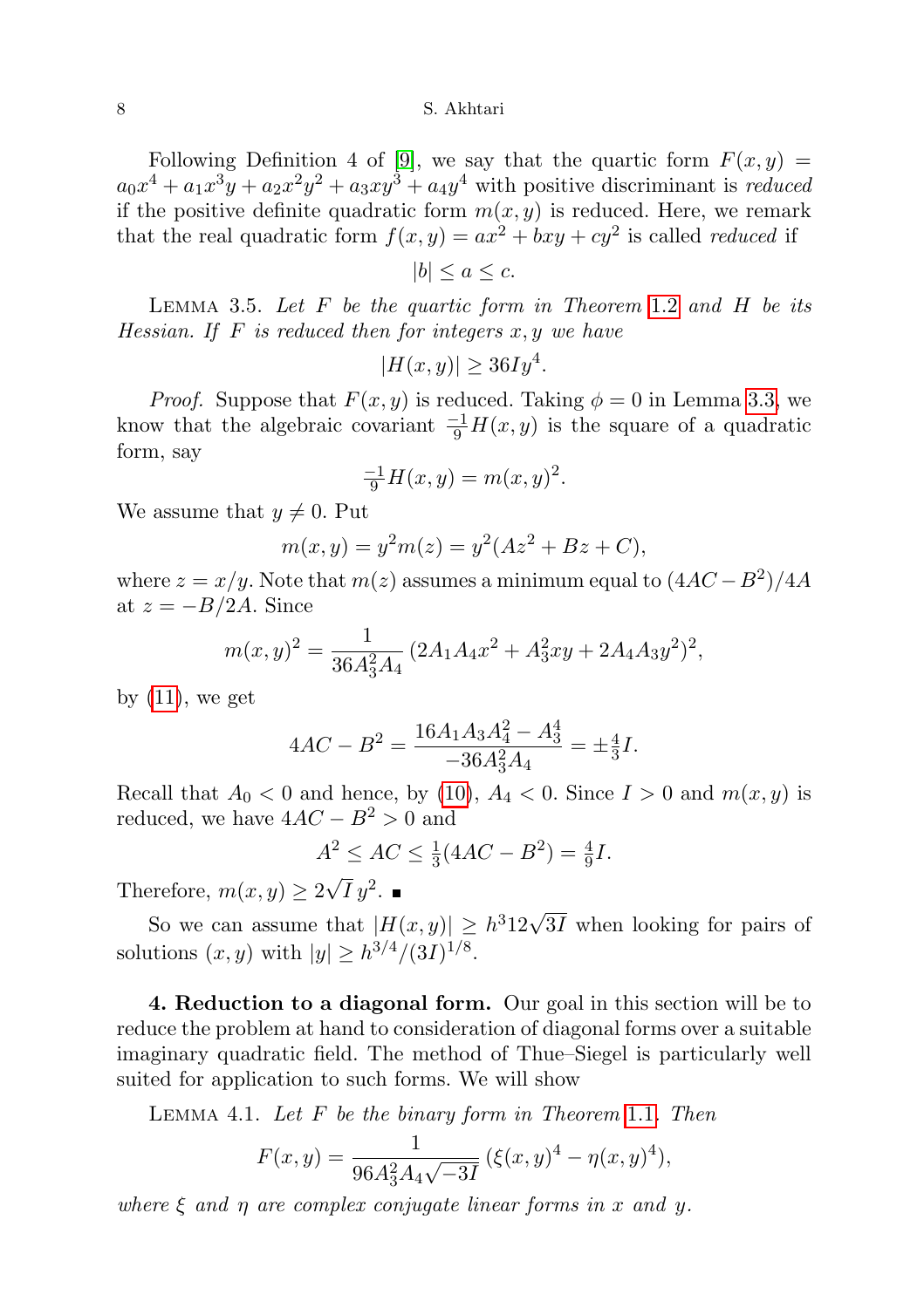Following Definition 4 of [9], we say that the quartic form $F(x,y) = a_0x^4 + a_1x^3y + a_2x^2y^2 + a_3xy^3 + a_4y^4$ with positive discriminant is *reduced* if the positive definite quadratic form $m(x,y)$ is reduced. Here, we remark that the real quadratic form $f(x,y) = ax^2 + bxy + cy^2$ is called *reduced* if

$$|b| \leq a \leq c.$$

LEMMA 3.5. *Let $F$ be the quartic form in Theorem 1.2 and $H$ be its Hessian. If $F$ is reduced then for integers $x, y$ we have*

$$|H(x,y)| \geq 36Iy^4.$$

*Proof.* Suppose that $F(x,y)$ is reduced. Taking $\phi = 0$ in Lemma 3.3, we know that the algebraic covariant $\frac{-1}{9}H(x,y)$ is the square of a quadratic form, say

$$\tfrac{-1}{9}H(x,y) = m(x,y)^2.$$

We assume that $y \neq 0$. Put

$$m(x,y) = y^2 m(z) = y^2(Az^2 + Bz + C),$$

where $z = x/y$. Note that $m(z)$ assumes a minimum equal to $(4AC - B^2)/4A$ at $z = -B/2A$. Since

$$m(x,y)^2 = \frac{1}{36A_3^2A_4}\,(2A_1A_4x^2 + A_3^2xy + 2A_4A_3y^2)^2,$$

by (11), we get

$$4AC - B^2 = \frac{16A_1A_3A_4^2 - A_3^4}{-36A_3^2A_4} = \pm\tfrac{4}{3}I.$$

Recall that $A_0 < 0$ and hence, by (10), $A_4 < 0$. Since $I > 0$ and $m(x,y)$ is reduced, we have $4AC - B^2 > 0$ and

$$A^2 \leq AC \leq \tfrac{1}{3}(4AC - B^2) = \tfrac{4}{9}I.$$

Therefore, $m(x,y) \geq 2\sqrt{I}\,y^2$. ■

So we can assume that $|H(x,y)| \geq h^3 12\sqrt{3I}$ when looking for pairs of solutions $(x,y)$ with $|y| \geq h^{3/4}/(3I)^{1/8}$.

**4. Reduction to a diagonal form.** Our goal in this section will be to reduce the problem at hand to consideration of diagonal forms over a suitable imaginary quadratic field. The method of Thue–Siegel is particularly well suited for application to such forms. We will show

LEMMA 4.1. *Let $F$ be the binary form in Theorem 1.1. Then*

$$F(x,y) = \frac{1}{96A_3^2A_4\sqrt{-3I}}\,(\xi(x,y)^4 - \eta(x,y)^4),$$

*where $\xi$ and $\eta$ are complex conjugate linear forms in $x$ and $y$.*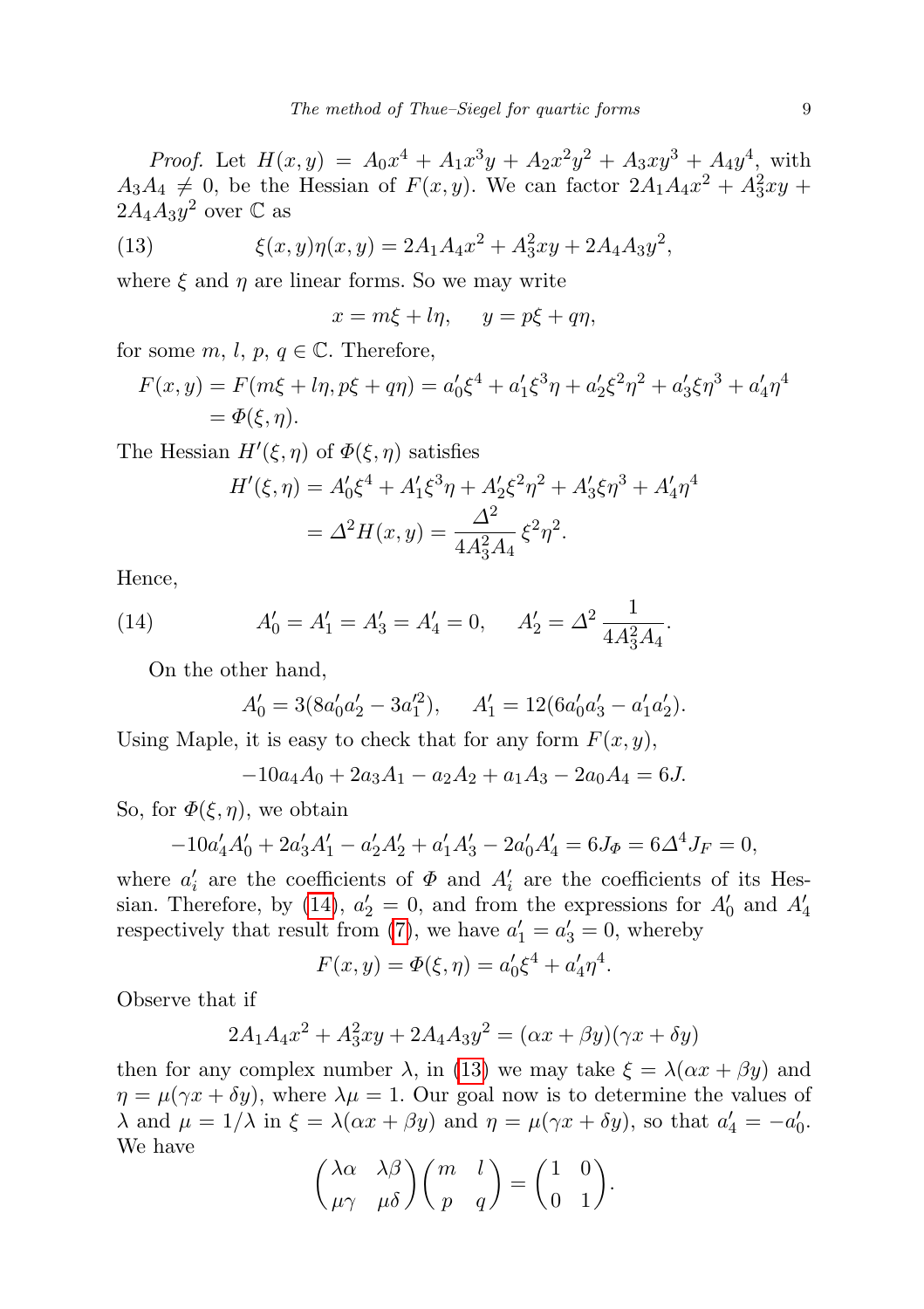*Proof.* Let $H(x,y) = A_0x^4 + A_1x^3y + A_2x^2y^2 + A_3xy^3 + A_4y^4$, with $A_3A_4 \neq 0$, be the Hessian of $F(x,y)$. We can factor $2A_1A_4x^2 + A_3^2xy + 2A_4A_3y^2$ over $\mathbb{C}$ as

$$\xi(x,y)\eta(x,y) = 2A_1A_4x^2 + A_3^2xy + 2A_4A_3y^2, \tag{13}$$

where $\xi$ and $\eta$ are linear forms. So we may write

$$x = m\xi + l\eta, \quad y = p\xi + q\eta,$$

for some $m$, $l$, $p$, $q \in \mathbb{C}$. Therefore,

$$\begin{aligned} F(x,y) &= F(m\xi + l\eta, p\xi + q\eta) = a'_0\xi^4 + a'_1\xi^3\eta + a'_2\xi^2\eta^2 + a'_3\xi\eta^3 + a'_4\eta^4 \\ &= \Phi(\xi,\eta). \end{aligned}$$

The Hessian $H'(\xi,\eta)$ of $\Phi(\xi,\eta)$ satisfies

$$\begin{aligned} H'(\xi,\eta) &= A'_0\xi^4 + A'_1\xi^3\eta + A'_2\xi^2\eta^2 + A'_3\xi\eta^3 + A'_4\eta^4 \\ &= \Delta^2 H(x,y) = \frac{\Delta^2}{4A_3^2A_4}\,\xi^2\eta^2. \end{aligned}$$

Hence,

$$A'_0 = A'_1 = A'_3 = A'_4 = 0, \quad A'_2 = \Delta^2\,\frac{1}{4A_3^2A_4}. \tag{14}$$

On the other hand,

$$A'_0 = 3(8a'_0a'_2 - 3a'^2_1), \quad A'_1 = 12(6a'_0a'_3 - a'_1a'_2).$$

Using Maple, it is easy to check that for any form $F(x,y)$,

$$-10a_4A_0 + 2a_3A_1 - a_2A_2 + a_1A_3 - 2a_0A_4 = 6J.$$

So, for $\Phi(\xi,\eta)$, we obtain

$$-10a'_4A'_0 + 2a'_3A'_1 - a'_2A'_2 + a'_1A'_3 - 2a'_0A'_4 = 6J_\Phi = 6\Delta^4 J_F = 0,$$

where $a'_i$ are the coefficients of $\Phi$ and $A'_i$ are the coefficients of its Hessian. Therefore, by (14), $a'_2 = 0$, and from the expressions for $A'_0$ and $A'_4$ respectively that result from (7), we have $a'_1 = a'_3 = 0$, whereby

$$F(x,y) = \Phi(\xi,\eta) = a'_0\xi^4 + a'_4\eta^4.$$

Observe that if

$$2A_1A_4x^2 + A_3^2xy + 2A_4A_3y^2 = (\alpha x + \beta y)(\gamma x + \delta y)$$

then for any complex number $\lambda$, in (13) we may take $\xi = \lambda(\alpha x + \beta y)$ and $\eta = \mu(\gamma x + \delta y)$, where $\lambda\mu = 1$. Our goal now is to determine the values of $\lambda$ and $\mu = 1/\lambda$ in $\xi = \lambda(\alpha x + \beta y)$ and $\eta = \mu(\gamma x + \delta y)$, so that $a'_4 = -a'_0$. We have

$$\begin{pmatrix} \lambda\alpha & \lambda\beta \\ \mu\gamma & \mu\delta \end{pmatrix}\begin{pmatrix} m & l \\ p & q \end{pmatrix} = \begin{pmatrix} 1 & 0 \\ 0 & 1 \end{pmatrix}.$$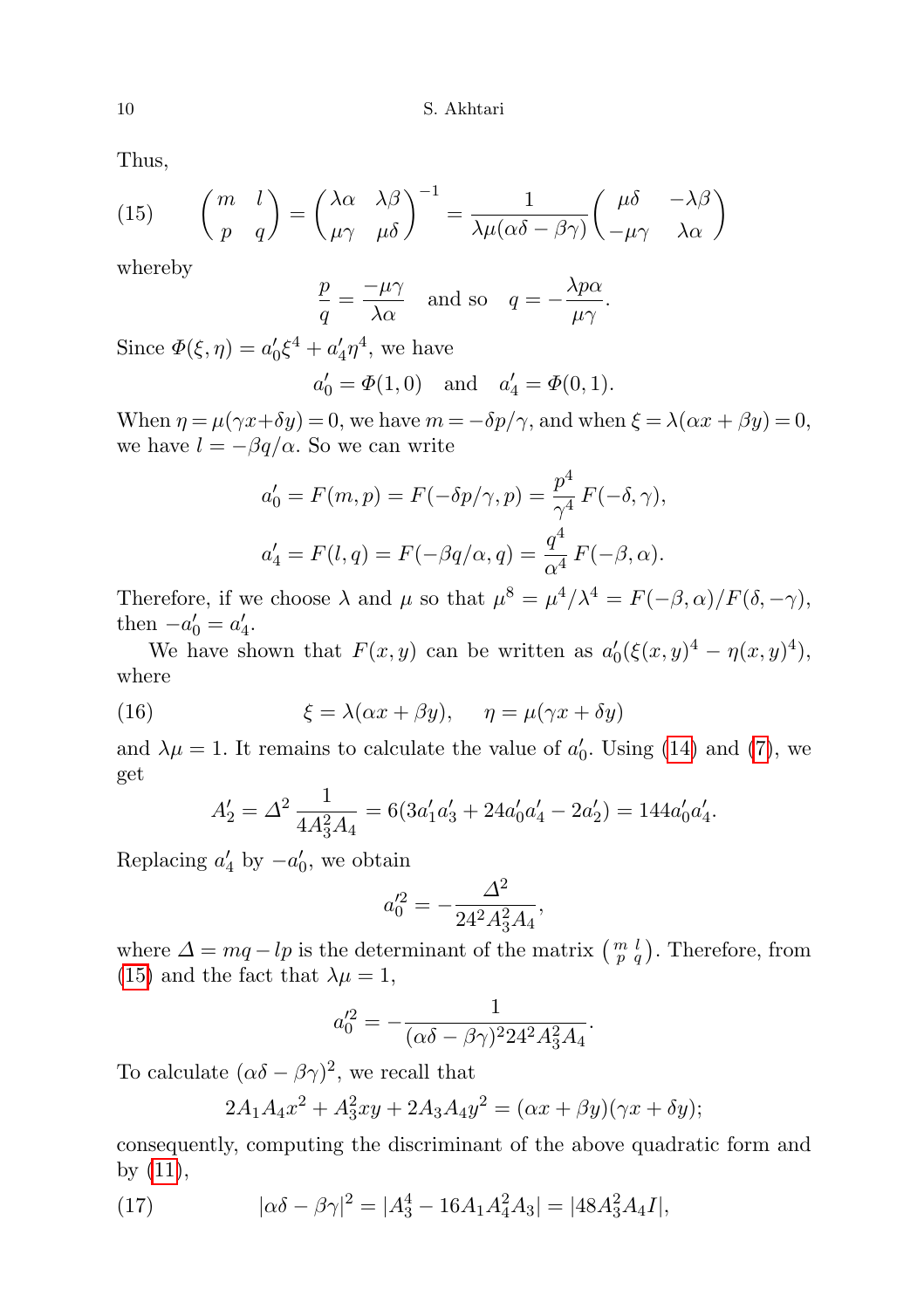Thus,

$$
(15) \qquad \begin{pmatrix} m & l \\ p & q \end{pmatrix} = \begin{pmatrix} \lambda\alpha & \lambda\beta \\ \mu\gamma & \mu\delta \end{pmatrix}^{-1} = \frac{1}{\lambda\mu(\alpha\delta - \beta\gamma)} \begin{pmatrix} \mu\delta & -\lambda\beta \\ -\mu\gamma & \lambda\alpha \end{pmatrix}
$$

whereby

$$
\frac{p}{q} = \frac{-\mu\gamma}{\lambda\alpha} \quad \text{and so} \quad q = -\frac{\lambda p \alpha}{\mu\gamma}.
$$

Since $\Phi(\xi, \eta) = a'_0 \xi^4 + a'_4 \eta^4$, we have

$$
a'_0 = \Phi(1, 0) \quad \text{and} \quad a'_4 = \Phi(0, 1).
$$

When $\eta = \mu(\gamma x + \delta y) = 0$, we have $m = -\delta p/\gamma$, and when $\xi = \lambda(\alpha x + \beta y) = 0$, we have $l = -\beta q/\alpha$. So we can write

$$
a'_0 = F(m, p) = F(-\delta p/\gamma, p) = \frac{p^4}{\gamma^4} F(-\delta, \gamma),
$$

$$
a'_4 = F(l, q) = F(-\beta q/\alpha, q) = \frac{q^4}{\alpha^4} F(-\beta, \alpha).
$$

Therefore, if we choose $\lambda$ and $\mu$ so that $\mu^8 = \mu^4/\lambda^4 = F(-\beta, \alpha)/F(\delta, -\gamma)$, then $-a'_0 = a'_4$.

We have shown that $F(x, y)$ can be written as $a'_0(\xi(x, y)^4 - \eta(x, y)^4)$, where

$$
(16) \qquad \xi = \lambda(\alpha x + \beta y), \quad \eta = \mu(\gamma x + \delta y)
$$

and $\lambda\mu = 1$. It remains to calculate the value of $a'_0$. Using (14) and (7), we get

$$
A'_2 = \Delta^2 \frac{1}{4A_3^2 A_4} = 6(3a'_1 a'_3 + 24a'_0 a'_4 - 2a'_2) = 144 a'_0 a'_4.
$$

Replacing $a'_4$ by $-a'_0$, we obtain

$$
a_0'^2 = -\frac{\Delta^2}{24^2 A_3^2 A_4},
$$

where $\Delta = mq - lp$ is the determinant of the matrix $\left(\begin{smallmatrix} m & l \\ p & q \end{smallmatrix}\right)$. Therefore, from (15) and the fact that $\lambda\mu = 1$,

$$
a_0'^2 = -\frac{1}{(\alpha\delta - \beta\gamma)^2 24^2 A_3^2 A_4}.
$$

To calculate $(\alpha\delta - \beta\gamma)^2$, we recall that

$$
2A_1 A_4 x^2 + A_3^2 xy + 2A_3 A_4 y^2 = (\alpha x + \beta y)(\gamma x + \delta y);
$$

consequently, computing the discriminant of the above quadratic form and by (11),

$$
(17) \qquad |\alpha\delta - \beta\gamma|^2 = |A_3^4 - 16A_1 A_4^2 A_3| = |48 A_3^2 A_4 I|,
$$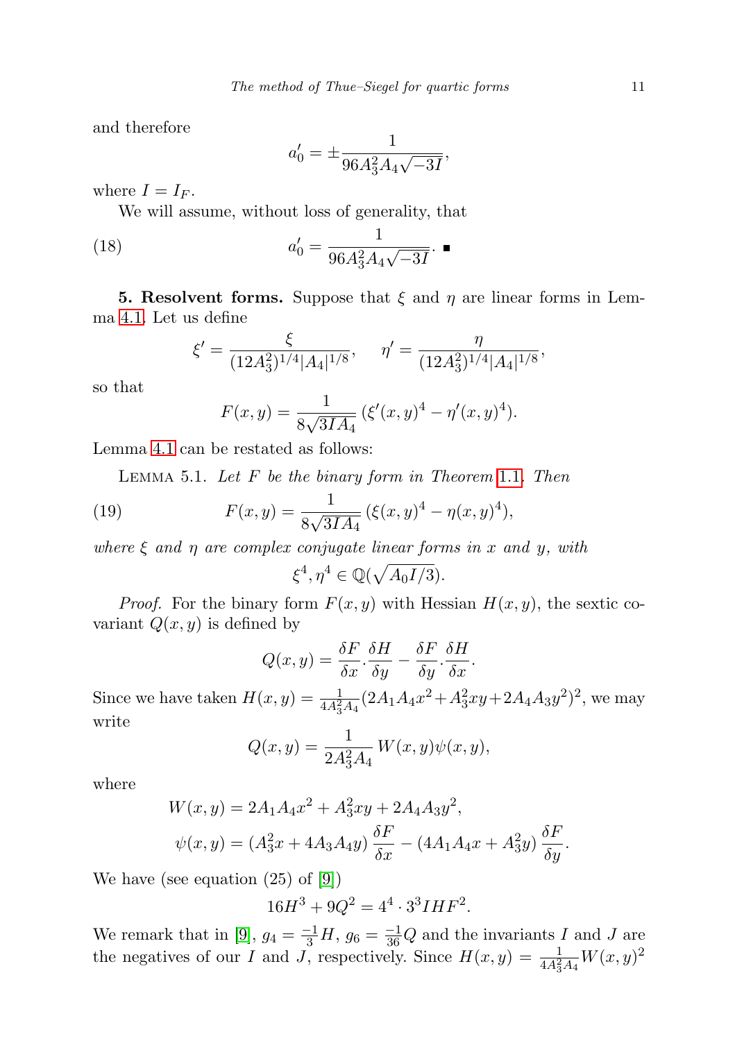and therefore

$$a'_0 = \pm \frac{1}{96A_3^2 A_4 \sqrt{-3I}},$$

where $I = I_F$.

We will assume, without loss of generality, that

$$a'_0 = \frac{1}{96A_3^2 A_4 \sqrt{-3I}}. \tag{18}$$

■

**5. Resolvent forms.** Suppose that $\xi$ and $\eta$ are linear forms in Lemma 4.1. Let us define

$$\xi' = \frac{\xi}{(12A_3^2)^{1/4}|A_4|^{1/8}}, \qquad \eta' = \frac{\eta}{(12A_3^2)^{1/4}|A_4|^{1/8}},$$

so that

$$F(x,y) = \frac{1}{8\sqrt{3IA_4}}\,(\xi'(x,y)^4 - \eta'(x,y)^4).$$

Lemma 4.1 can be restated as follows:

Lemma 5.1. *Let $F$ be the binary form in Theorem 1.1. Then*

$$F(x,y) = \frac{1}{8\sqrt{3IA_4}}\,(\xi(x,y)^4 - \eta(x,y)^4), \tag{19}$$

*where $\xi$ and $\eta$ are complex conjugate linear forms in $x$ and $y$, with*

$$\xi^4, \eta^4 \in \mathbb{Q}(\sqrt{A_0 I/3}).$$

*Proof.* For the binary form $F(x,y)$ with Hessian $H(x,y)$, the sextic covariant $Q(x,y)$ is defined by

$$Q(x,y) = \frac{\delta F}{\delta x}.\frac{\delta H}{\delta y} - \frac{\delta F}{\delta y}.\frac{\delta H}{\delta x}.$$

Since we have taken $H(x,y) = \frac{1}{4A_3^2 A_4}(2A_1A_4x^2 + A_3^2 xy + 2A_4A_3y^2)^2$, we may write

$$Q(x,y) = \frac{1}{2A_3^2 A_4}\,W(x,y)\psi(x,y),$$

where

$$W(x,y) = 2A_1A_4x^2 + A_3^2xy + 2A_4A_3y^2,$$

$$\psi(x,y) = (A_3^2 x + 4A_3A_4y)\,\frac{\delta F}{\delta x} - (4A_1A_4x + A_3^2 y)\,\frac{\delta F}{\delta y}.$$

We have (see equation (25) of [9])

$$16H^3 + 9Q^2 = 4^4 \cdot 3^3 IHF^2.$$

We remark that in [9], $g_4 = \frac{-1}{3}H$, $g_6 = \frac{-1}{36}Q$ and the invariants $I$ and $J$ are the negatives of our $I$ and $J$, respectively. Since $H(x,y) = \frac{1}{4A_3^2A_4}W(x,y)^2$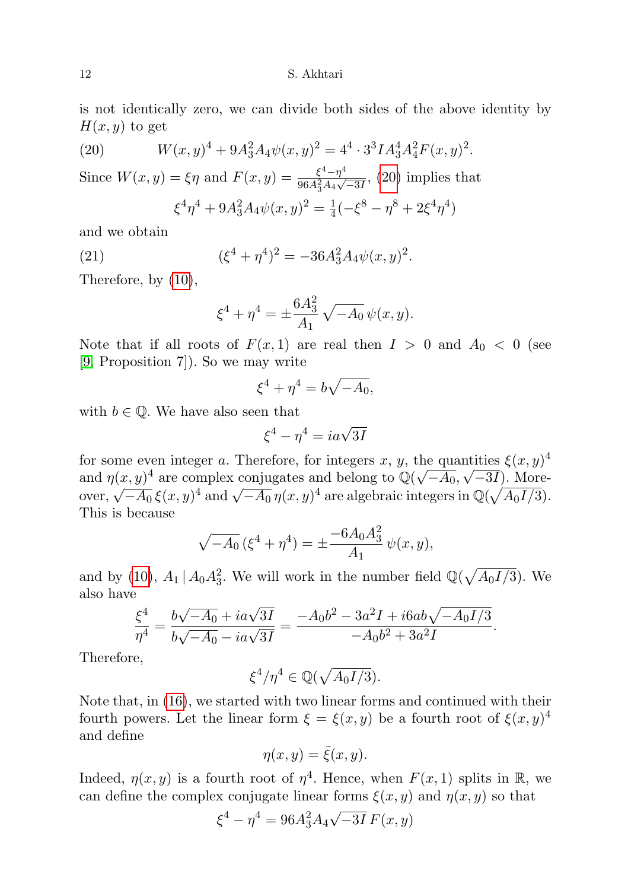is not identically zero, we can divide both sides of the above identity by $H(x,y)$ to get

$$W(x,y)^4 + 9A_3^2A_4\psi(x,y)^2 = 4^4 \cdot 3^3 I A_3^4 A_4^2 F(x,y)^2. \tag{20}$$

Since $W(x,y) = \xi\eta$ and $F(x,y) = \frac{\xi^4-\eta^4}{96A_3^2A_4\sqrt{-3I}}$, (20) implies that

$$\xi^4\eta^4 + 9A_3^2A_4\psi(x,y)^2 = \tfrac{1}{4}(-\xi^8 - \eta^8 + 2\xi^4\eta^4)$$

and we obtain

$$(\xi^4 + \eta^4)^2 = -36A_3^2A_4\psi(x,y)^2. \tag{21}$$

Therefore, by (10),

$$\xi^4 + \eta^4 = \pm\frac{6A_3^2}{A_1}\sqrt{-A_0}\,\psi(x,y).$$

Note that if all roots of $F(x,1)$ are real then $I > 0$ and $A_0 < 0$ (see [9, Proposition 7]). So we may write

$$\xi^4 + \eta^4 = b\sqrt{-A_0},$$

with $b \in \mathbb{Q}$. We have also seen that

$$\xi^4 - \eta^4 = ia\sqrt{3I}$$

for some even integer $a$. Therefore, for integers $x$, $y$, the quantities $\xi(x,y)^4$ and $\eta(x,y)^4$ are complex conjugates and belong to $\mathbb{Q}(\sqrt{-A_0}, \sqrt{-3I})$. Moreover, $\sqrt{-A_0}\,\xi(x,y)^4$ and $\sqrt{-A_0}\,\eta(x,y)^4$ are algebraic integers in $\mathbb{Q}(\sqrt{A_0I/3})$. This is because

$$\sqrt{-A_0}\,(\xi^4 + \eta^4) = \pm\frac{-6A_0A_3^2}{A_1}\,\psi(x,y),$$

and by (10), $A_1 \mid A_0A_3^2$. We will work in the number field $\mathbb{Q}(\sqrt{A_0I/3})$. We also have

$$\frac{\xi^4}{\eta^4} = \frac{b\sqrt{-A_0} + ia\sqrt{3I}}{b\sqrt{-A_0} - ia\sqrt{3I}} = \frac{-A_0b^2 - 3a^2I + i6ab\sqrt{-A_0I/3}}{-A_0b^2 + 3a^2I}.$$

Therefore,

$$\xi^4/\eta^4 \in \mathbb{Q}(\sqrt{A_0I/3}).$$

Note that, in (16), we started with two linear forms and continued with their fourth powers. Let the linear form $\xi = \xi(x,y)$ be a fourth root of $\xi(x,y)^4$ and define

$$\eta(x,y) = \bar{\xi}(x,y).$$

Indeed, $\eta(x,y)$ is a fourth root of $\eta^4$. Hence, when $F(x,1)$ splits in $\mathbb{R}$, we can define the complex conjugate linear forms $\xi(x,y)$ and $\eta(x,y)$ so that

$$\xi^4 - \eta^4 = 96A_3^2A_4\sqrt{-3I}\,F(x,y)$$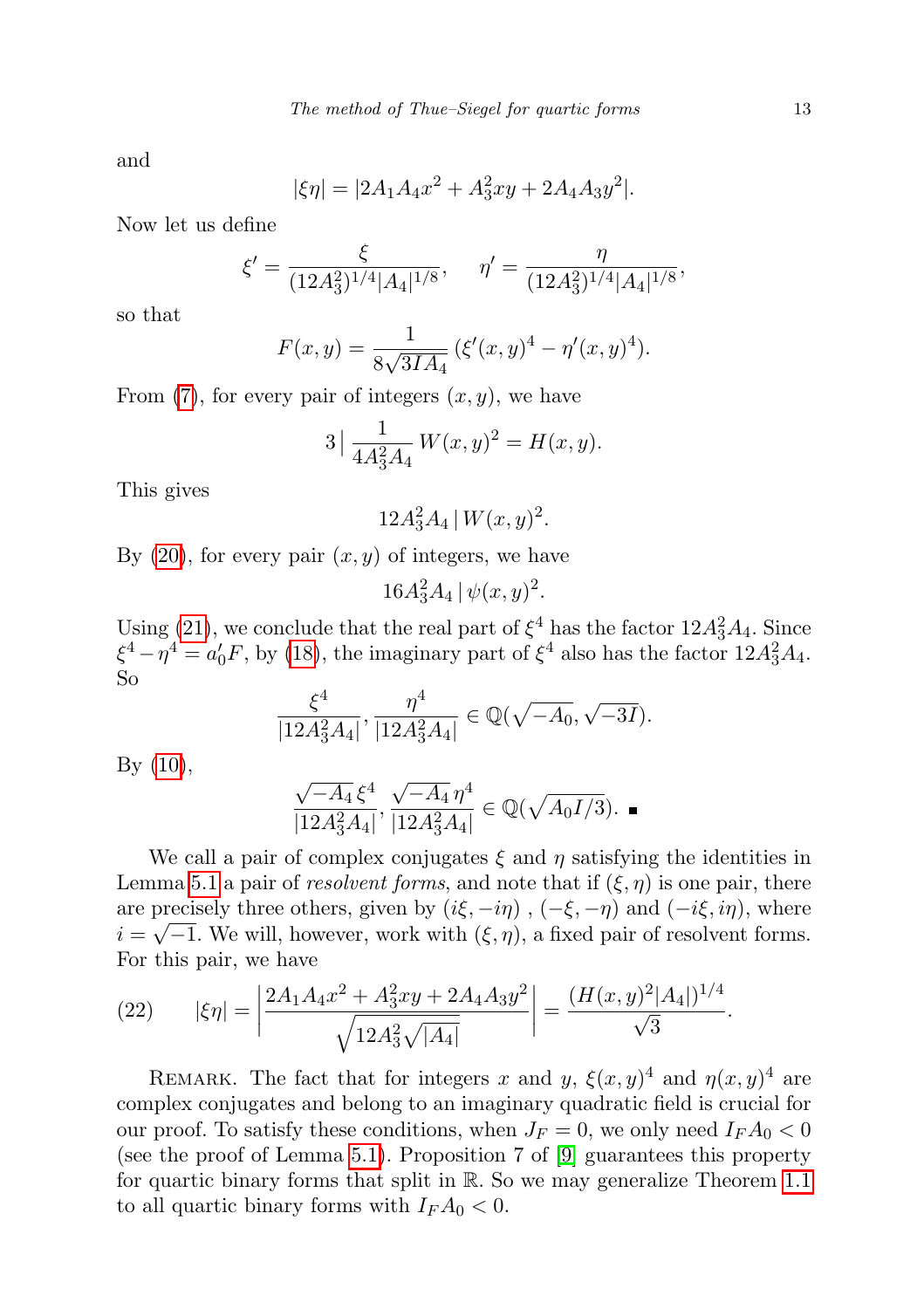and

$$|\xi\eta| = |2A_1A_4x^2 + A_3^2xy + 2A_4A_3y^2|.$$

Now let us define

$$\xi' = \frac{\xi}{(12A_3^2)^{1/4}|A_4|^{1/8}}, \qquad \eta' = \frac{\eta}{(12A_3^2)^{1/4}|A_4|^{1/8}},$$

so that

$$F(x,y) = \frac{1}{8\sqrt{3IA_4}}\,(\xi'(x,y)^4 - \eta'(x,y)^4).$$

From (7), for every pair of integers $(x,y)$, we have

$$3 \,\Big|\, \frac{1}{4A_3^2A_4}\, W(x,y)^2 = H(x,y).$$

This gives

$$12A_3^2A_4 \,|\, W(x,y)^2.$$

By (20), for every pair $(x,y)$ of integers, we have

$$16A_3^2A_4 \,|\, \psi(x,y)^2.$$

Using (21), we conclude that the real part of $\xi^4$ has the factor $12A_3^2A_4$. Since $\xi^4 - \eta^4 = a_0'F$, by (18), the imaginary part of $\xi^4$ also has the factor $12A_3^2A_4$. So

$$\frac{\xi^4}{|12A_3^2A_4|}, \frac{\eta^4}{|12A_3^2A_4|} \in \mathbb{Q}(\sqrt{-A_0}, \sqrt{-3I}).$$

By (10),

$$\frac{\sqrt{-A_4}\,\xi^4}{|12A_3^2A_4|}, \frac{\sqrt{-A_4}\,\eta^4}{|12A_3^2A_4|} \in \mathbb{Q}(\sqrt{A_0I/3}). \ \blacksquare$$

We call a pair of complex conjugates $\xi$ and $\eta$ satisfying the identities in Lemma 5.1 a pair of *resolvent forms*, and note that if $(\xi,\eta)$ is one pair, there are precisely three others, given by $(i\xi, -i\eta)$ , $(-\xi,-\eta)$ and $(-i\xi, i\eta)$, where $i = \sqrt{-1}$. We will, however, work with $(\xi,\eta)$, a fixed pair of resolvent forms. For this pair, we have

$$|\xi\eta| = \left|\frac{2A_1A_4x^2 + A_3^2xy + 2A_4A_3y^2}{\sqrt{12A_3^2\sqrt{|A_4|}}}\right| = \frac{(H(x,y)^2|A_4|)^{1/4}}{\sqrt{3}}. \tag{22}$$

Remark. The fact that for integers $x$ and $y$, $\xi(x,y)^4$ and $\eta(x,y)^4$ are complex conjugates and belong to an imaginary quadratic field is crucial for our proof. To satisfy these conditions, when $J_F = 0$, we only need $I_FA_0 < 0$ (see the proof of Lemma 5.1). Proposition 7 of [9] guarantees this property for quartic binary forms that split in $\mathbb{R}$. So we may generalize Theorem 1.1 to all quartic binary forms with $I_FA_0 < 0$.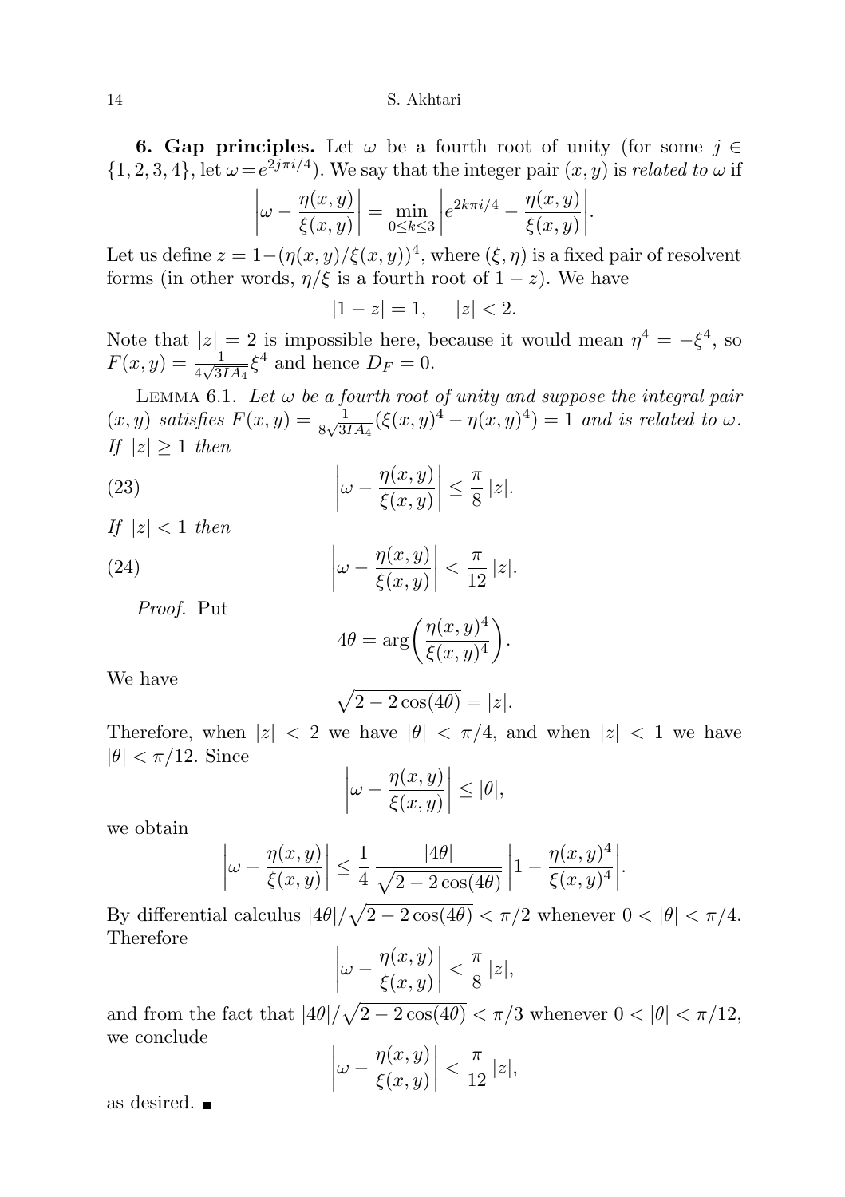**6. Gap principles.** Let $\omega$ be a fourth root of unity (for some $j \in \{1, 2, 3, 4\}$, let $\omega = e^{2j\pi i/4}$). We say that the integer pair $(x, y)$ is *related to* $\omega$ if

$$\left|\omega - \frac{\eta(x,y)}{\xi(x,y)}\right| = \min_{0\le k\le 3}\left|e^{2k\pi i/4} - \frac{\eta(x,y)}{\xi(x,y)}\right|.$$

Let us define $z = 1-(\eta(x,y)/\xi(x,y))^4$, where $(\xi, \eta)$ is a fixed pair of resolvent forms (in other words, $\eta/\xi$ is a fourth root of $1 - z$). We have

$$|1 - z| = 1, \qquad |z| < 2.$$

Note that $|z| = 2$ is impossible here, because it would mean $\eta^4 = -\xi^4$, so $F(x, y) = \frac{1}{4\sqrt{3IA_4}}\xi^4$ and hence $D_F = 0$.

Lemma 6.1. *Let $\omega$ be a fourth root of unity and suppose the integral pair $(x, y)$ satisfies $F(x, y) = \frac{1}{8\sqrt{3IA_4}}(\xi(x, y)^4 - \eta(x, y)^4) = 1$ and is related to $\omega$. If $|z| \ge 1$ then*

$$\left|\omega - \frac{\eta(x,y)}{\xi(x,y)}\right| \le \frac{\pi}{8}\,|z|. \tag{23}$$

*If $|z| < 1$ then*

$$\left|\omega - \frac{\eta(x,y)}{\xi(x,y)}\right| < \frac{\pi}{12}\,|z|. \tag{24}$$

*Proof.* Put

$$4\theta = \arg\left(\frac{\eta(x,y)^4}{\xi(x,y)^4}\right).$$

We have

$$\sqrt{2 - 2\cos(4\theta)} = |z|.$$

Therefore, when $|z| < 2$ we have $|\theta| < \pi/4$, and when $|z| < 1$ we have $|\theta| < \pi/12$. Since

$$\left|\omega - \frac{\eta(x,y)}{\xi(x,y)}\right| \le |\theta|,$$

we obtain

$$\left|\omega - \frac{\eta(x,y)}{\xi(x,y)}\right| \le \frac{1}{4}\,\frac{|4\theta|}{\sqrt{2-2\cos(4\theta)}}\left|1 - \frac{\eta(x,y)^4}{\xi(x,y)^4}\right|.$$

By differential calculus $|4\theta|/\sqrt{2 - 2\cos(4\theta)} < \pi/2$ whenever $0 < |\theta| < \pi/4$. Therefore

$$\left|\omega - \frac{\eta(x,y)}{\xi(x,y)}\right| < \frac{\pi}{8}\,|z|,$$

and from the fact that $|4\theta|/\sqrt{2 - 2\cos(4\theta)} < \pi/3$ whenever $0 < |\theta| < \pi/12$, we conclude

$$\left|\omega - \frac{\eta(x,y)}{\xi(x,y)}\right| < \frac{\pi}{12}\,|z|,$$

as desired. ∎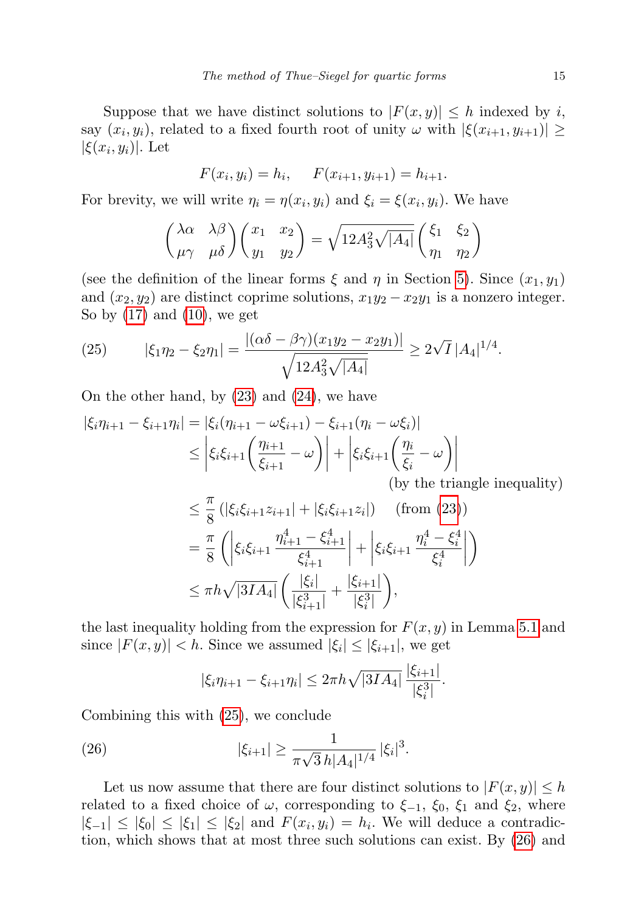Suppose that we have distinct solutions to $|F(x,y)| \le h$ indexed by $i$, say $(x_i, y_i)$, related to a fixed fourth root of unity $\omega$ with $|\xi(x_{i+1}, y_{i+1})| \ge |\xi(x_i, y_i)|$. Let

$$F(x_i, y_i) = h_i, \qquad F(x_{i+1}, y_{i+1}) = h_{i+1}.$$

For brevity, we will write $\eta_i = \eta(x_i, y_i)$ and $\xi_i = \xi(x_i, y_i)$. We have

$$\begin{pmatrix} \lambda\alpha & \lambda\beta \\ \mu\gamma & \mu\delta \end{pmatrix} \begin{pmatrix} x_1 & x_2 \\ y_1 & y_2 \end{pmatrix} = \sqrt{12A_3^2\sqrt{|A_4|}} \begin{pmatrix} \xi_1 & \xi_2 \\ \eta_1 & \eta_2 \end{pmatrix}$$

(see the definition of the linear forms $\xi$ and $\eta$ in Section 5). Since $(x_1, y_1)$ and $(x_2, y_2)$ are distinct coprime solutions, $x_1y_2 - x_2y_1$ is a nonzero integer. So by (17) and (10), we get

$$|\xi_1\eta_2 - \xi_2\eta_1| = \frac{|(\alpha\delta - \beta\gamma)(x_1y_2 - x_2y_1)|}{\sqrt{12A_3^2\sqrt{|A_4|}}} \ge 2\sqrt{I}\,|A_4|^{1/4}. \tag{25}$$

On the other hand, by (23) and (24), we have

$$\begin{aligned}
|\xi_i\eta_{i+1} - \xi_{i+1}\eta_i| &= |\xi_i(\eta_{i+1} - \omega\xi_{i+1}) - \xi_{i+1}(\eta_i - \omega\xi_i)| \\
&\le \left|\xi_i\xi_{i+1}\left(\frac{\eta_{i+1}}{\xi_{i+1}} - \omega\right)\right| + \left|\xi_i\xi_{i+1}\left(\frac{\eta_i}{\xi_i} - \omega\right)\right| \\
&\qquad\qquad\qquad\qquad\qquad \text{(by the triangle inequality)} \\
&\le \frac{\pi}{8}\left(|\xi_i\xi_{i+1}z_{i+1}| + |\xi_i\xi_{i+1}z_i|\right) \quad \text{(from (23))} \\
&= \frac{\pi}{8}\left(\left|\xi_i\xi_{i+1}\,\frac{\eta_{i+1}^4 - \xi_{i+1}^4}{\xi_{i+1}^4}\right| + \left|\xi_i\xi_{i+1}\,\frac{\eta_i^4 - \xi_i^4}{\xi_i^4}\right|\right) \\
&\le \pi h\sqrt{|3IA_4|}\left(\frac{|\xi_i|}{|\xi_{i+1}^3|} + \frac{|\xi_{i+1}|}{|\xi_i^3|}\right),
\end{aligned}$$

the last inequality holding from the expression for $F(x,y)$ in Lemma 5.1 and since $|F(x,y)| < h$. Since we assumed $|\xi_i| \le |\xi_{i+1}|$, we get

$$|\xi_i\eta_{i+1} - \xi_{i+1}\eta_i| \le 2\pi h\sqrt{|3IA_4|}\,\frac{|\xi_{i+1}|}{|\xi_i^3|}.$$

Combining this with (25), we conclude

$$|\xi_{i+1}| \ge \frac{1}{\pi\sqrt{3}\,h|A_4|^{1/4}}\,|\xi_i|^3. \tag{26}$$

Let us now assume that there are four distinct solutions to $|F(x,y)| \le h$ related to a fixed choice of $\omega$, corresponding to $\xi_{-1}$, $\xi_0$, $\xi_1$ and $\xi_2$, where $|\xi_{-1}| \le |\xi_0| \le |\xi_1| \le |\xi_2|$ and $F(x_i, y_i) = h_i$. We will deduce a contradiction, which shows that at most three such solutions can exist. By (26) and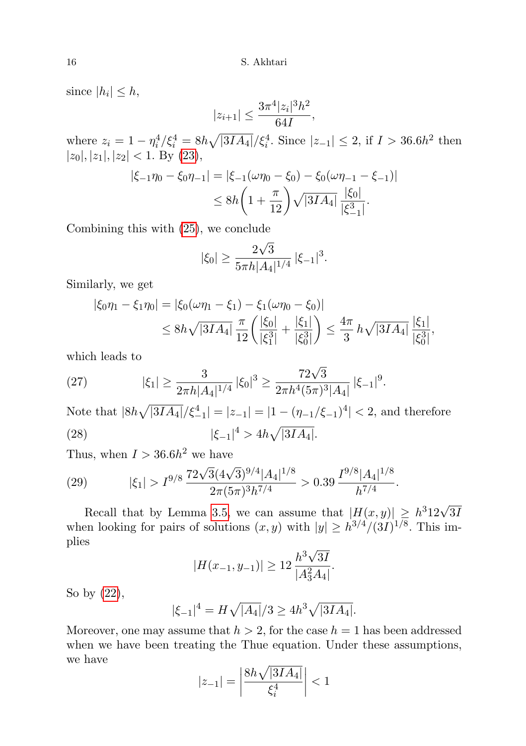since $|h_i| \leq h$,

$$|z_{i+1}| \leq \frac{3\pi^4 |z_i|^3 h^2}{64 I},$$

where $z_i = 1 - \eta_i^4/\xi_i^4 = 8h\sqrt{|3IA_4|}/\xi_i^4$. Since $|z_{-1}| \leq 2$, if $I > 36.6h^2$ then $|z_0|, |z_1|, |z_2| < 1$. By (23),

$$\begin{aligned} |\xi_{-1}\eta_0 - \xi_0\eta_{-1}| &= |\xi_{-1}(\omega\eta_0 - \xi_0) - \xi_0(\omega\eta_{-1} - \xi_{-1})| \\ &\leq 8h\left(1 + \frac{\pi}{12}\right)\sqrt{|3IA_4|}\, \frac{|\xi_0|}{|\xi_{-1}^3|}. \end{aligned}$$

Combining this with (25), we conclude

$$|\xi_0| \geq \frac{2\sqrt{3}}{5\pi h |A_4|^{1/4}}\, |\xi_{-1}|^3.$$

Similarly, we get

$$\begin{aligned} |\xi_0\eta_1 - \xi_1\eta_0| &= |\xi_0(\omega\eta_1 - \xi_1) - \xi_1(\omega\eta_0 - \xi_0)| \\ &\leq 8h\sqrt{|3IA_4|}\, \frac{\pi}{12}\left(\frac{|\xi_0|}{|\xi_1^3|} + \frac{|\xi_1|}{|\xi_0^3|}\right) \leq \frac{4\pi}{3}\, h\sqrt{|3IA_4|}\, \frac{|\xi_1|}{|\xi_0^3|}, \end{aligned}$$

which leads to

$$|\xi_1| \geq \frac{3}{2\pi h |A_4|^{1/4}}\, |\xi_0|^3 \geq \frac{72\sqrt{3}}{2\pi h^4 (5\pi)^3 |A_4|}\, |\xi_{-1}|^9. \tag{27}$$

Note that $|8h\sqrt{|3IA_4|}/\xi_{-1}^4| = |z_{-1}| = |1 - (\eta_{-1}/\xi_{-1})^4| < 2$, and therefore

$$|\xi_{-1}|^4 > 4h\sqrt{|3IA_4|}. \tag{28}$$

Thus, when $I > 36.6h^2$ we have

$$|\xi_1| > I^{9/8}\, \frac{72\sqrt{3}(4\sqrt{3})^{9/4}|A_4|^{1/8}}{2\pi(5\pi)^3 h^{7/4}} > 0.39\, \frac{I^{9/8}|A_4|^{1/8}}{h^{7/4}}. \tag{29}$$

Recall that by Lemma 3.5, we can assume that $|H(x, y)| \geq h^3 12\sqrt{3I}$ when looking for pairs of solutions $(x, y)$ with $|y| \geq h^{3/4}/(3I)^{1/8}$. This implies

$$|H(x_{-1}, y_{-1})| \geq 12\, \frac{h^3\sqrt{3I}}{|A_3^2 A_4|}.$$

So by (22),

$$|\xi_{-1}|^4 = H\sqrt{|A_4|}/3 \geq 4h^3\sqrt{|3IA_4|}.$$

Moreover, one may assume that $h > 2$, for the case $h = 1$ has been addressed when we have been treating the Thue equation. Under these assumptions, we have

$$|z_{-1}| = \left|\frac{8h\sqrt{|3IA_4|}}{\xi_i^4}\right| < 1$$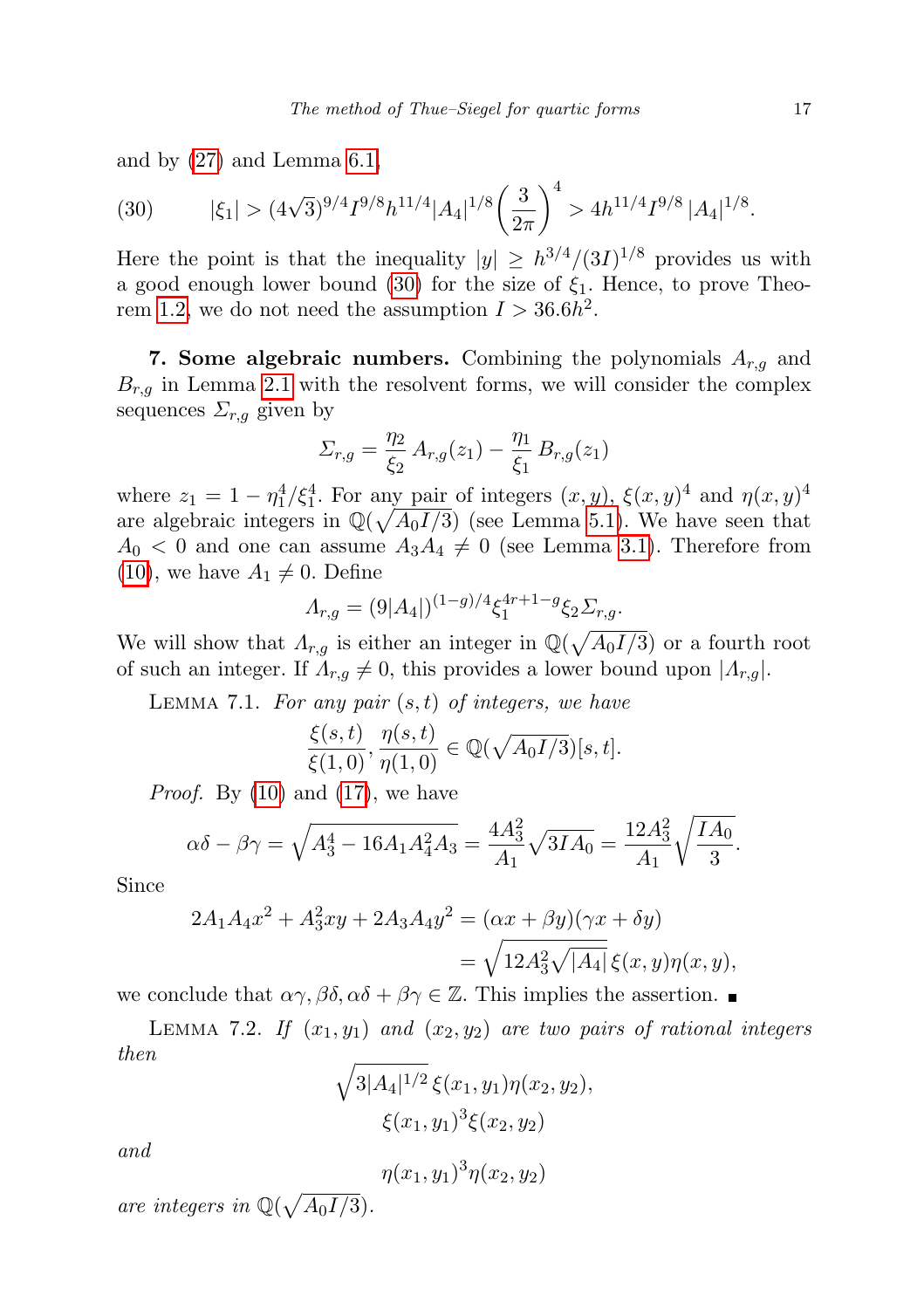and by (27) and Lemma 6.1,

$$(30) \qquad |\xi_1| > (4\sqrt{3})^{9/4} I^{9/8} h^{11/4} |A_4|^{1/8} \left(\frac{3}{2\pi}\right)^4 > 4h^{11/4} I^{9/8} |A_4|^{1/8}.$$

Here the point is that the inequality $|y| \geq h^{3/4}/(3I)^{1/8}$ provides us with a good enough lower bound (30) for the size of $\xi_1$. Hence, to prove Theorem 1.2, we do not need the assumption $I > 36.6h^2$.

**7. Some algebraic numbers.** Combining the polynomials $A_{r,g}$ and $B_{r,g}$ in Lemma 2.1 with the resolvent forms, we will consider the complex sequences $\Sigma_{r,g}$ given by

$$\Sigma_{r,g} = \frac{\eta_2}{\xi_2} A_{r,g}(z_1) - \frac{\eta_1}{\xi_1} B_{r,g}(z_1)$$

where $z_1 = 1 - \eta_1^4/\xi_1^4$. For any pair of integers $(x, y)$, $\xi(x, y)^4$ and $\eta(x, y)^4$ are algebraic integers in $\mathbb{Q}(\sqrt{A_0 I/3})$ (see Lemma 5.1). We have seen that $A_0 < 0$ and one can assume $A_3 A_4 \neq 0$ (see Lemma 3.1). Therefore from (10), we have $A_1 \neq 0$. Define

$$\Lambda_{r,g} = (9|A_4|)^{(1-g)/4} \xi_1^{4r+1-g} \xi_2 \Sigma_{r,g}.$$

We will show that $\Lambda_{r,g}$ is either an integer in $\mathbb{Q}(\sqrt{A_0 I/3})$ or a fourth root of such an integer. If $\Lambda_{r,g} \neq 0$, this provides a lower bound upon $|\Lambda_{r,g}|$.

Lemma 7.1. *For any pair $(s, t)$ of integers, we have*

$$\frac{\xi(s,t)}{\xi(1,0)}, \frac{\eta(s,t)}{\eta(1,0)} \in \mathbb{Q}(\sqrt{A_0 I/3})[s,t].$$

*Proof.* By (10) and (17), we have

$$\alpha\delta - \beta\gamma = \sqrt{A_3^4 - 16 A_1 A_4^2 A_3} = \frac{4A_3^2}{A_1}\sqrt{3IA_0} = \frac{12A_3^2}{A_1}\sqrt{\frac{IA_0}{3}}.$$

Since

$$\begin{aligned} 2A_1 A_4 x^2 + A_3^2 xy + 2A_3 A_4 y^2 &= (\alpha x + \beta y)(\gamma x + \delta y) \\ &= \sqrt{12 A_3^2 \sqrt{|A_4|}}\, \xi(x,y)\eta(x,y), \end{aligned}$$

we conclude that $\alpha\gamma, \beta\delta, \alpha\delta + \beta\gamma \in \mathbb{Z}$. This implies the assertion. ∎

Lemma 7.2. *If $(x_1, y_1)$ and $(x_2, y_2)$ are two pairs of rational integers then*

$$\sqrt{3|A_4|^{1/2}}\, \xi(x_1, y_1)\eta(x_2, y_2),$$

$$\xi(x_1, y_1)^3 \xi(x_2, y_2)$$

*and*

$$\eta(x_1, y_1)^3 \eta(x_2, y_2)$$

*are integers in $\mathbb{Q}(\sqrt{A_0 I/3})$.*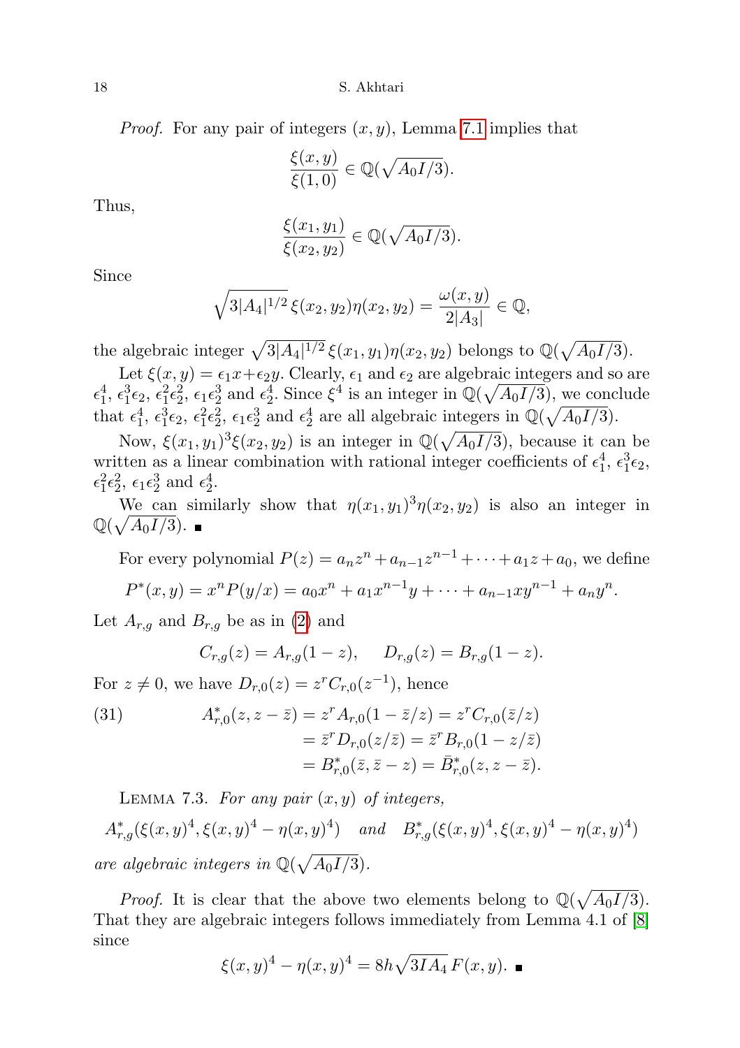*Proof.* For any pair of integers $(x, y)$, Lemma 7.1 implies that

$$\frac{\xi(x,y)}{\xi(1,0)} \in \mathbb{Q}(\sqrt{A_0 I/3}).$$

Thus,

$$\frac{\xi(x_1,y_1)}{\xi(x_2,y_2)} \in \mathbb{Q}(\sqrt{A_0 I/3}).$$

Since

$$\sqrt{3|A_4|^{1/2}}\,\xi(x_2,y_2)\eta(x_2,y_2) = \frac{\omega(x,y)}{2|A_3|} \in \mathbb{Q},$$

the algebraic integer $\sqrt{3|A_4|^{1/2}}\,\xi(x_1,y_1)\eta(x_2,y_2)$ belongs to $\mathbb{Q}(\sqrt{A_0 I/3})$.

Let $\xi(x,y) = \epsilon_1 x + \epsilon_2 y$. Clearly, $\epsilon_1$ and $\epsilon_2$ are algebraic integers and so are $\epsilon_1^4$, $\epsilon_1^3\epsilon_2$, $\epsilon_1^2\epsilon_2^2$, $\epsilon_1\epsilon_2^3$ and $\epsilon_2^4$. Since $\xi^4$ is an integer in $\mathbb{Q}(\sqrt{A_0 I/3})$, we conclude that $\epsilon_1^4$, $\epsilon_1^3\epsilon_2$, $\epsilon_1^2\epsilon_2^2$, $\epsilon_1\epsilon_2^3$ and $\epsilon_2^4$ are all algebraic integers in $\mathbb{Q}(\sqrt{A_0 I/3})$.

Now, $\xi(x_1,y_1)^3\xi(x_2,y_2)$ is an integer in $\mathbb{Q}(\sqrt{A_0 I/3})$, because it can be written as a linear combination with rational integer coefficients of $\epsilon_1^4$, $\epsilon_1^3\epsilon_2$, $\epsilon_1^2\epsilon_2^2$, $\epsilon_1\epsilon_2^3$ and $\epsilon_2^4$.

We can similarly show that $\eta(x_1,y_1)^3\eta(x_2,y_2)$ is also an integer in $\mathbb{Q}(\sqrt{A_0 I/3})$. ∎

For every polynomial $P(z) = a_n z^n + a_{n-1}z^{n-1} + \cdots + a_1 z + a_0$, we define

$$P^*(x,y) = x^n P(y/x) = a_0 x^n + a_1 x^{n-1}y + \cdots + a_{n-1}xy^{n-1} + a_n y^n.$$

Let $A_{r,g}$ and $B_{r,g}$ be as in (2) and

$$C_{r,g}(z) = A_{r,g}(1-z), \qquad D_{r,g}(z) = B_{r,g}(1-z).$$

For $z \neq 0$, we have $D_{r,0}(z) = z^r C_{r,0}(z^{-1})$, hence

$$\begin{aligned}
A^*_{r,0}(z, z-\bar{z}) &= z^r A_{r,0}(1-\bar{z}/z) = z^r C_{r,0}(\bar{z}/z) \\
&= \bar{z}^r D_{r,0}(z/\bar{z}) = \bar{z}^r B_{r,0}(1-z/\bar{z}) \\
&= B^*_{r,0}(\bar{z}, \bar{z}-z) = \bar{B}^*_{r,0}(z, z-\bar{z}).
\end{aligned} \tag{31}$$

Lemma 7.3. *For any pair $(x,y)$ of integers,*

$$A^*_{r,g}(\xi(x,y)^4, \xi(x,y)^4 - \eta(x,y)^4) \quad \textit{and} \quad B^*_{r,g}(\xi(x,y)^4, \xi(x,y)^4 - \eta(x,y)^4)$$

*are algebraic integers in $\mathbb{Q}(\sqrt{A_0 I/3})$.*

*Proof.* It is clear that the above two elements belong to $\mathbb{Q}(\sqrt{A_0 I/3})$. That they are algebraic integers follows immediately from Lemma 4.1 of [8] since

$$\xi(x,y)^4 - \eta(x,y)^4 = 8h\sqrt{3IA_4}\,F(x,y). \ ∎$$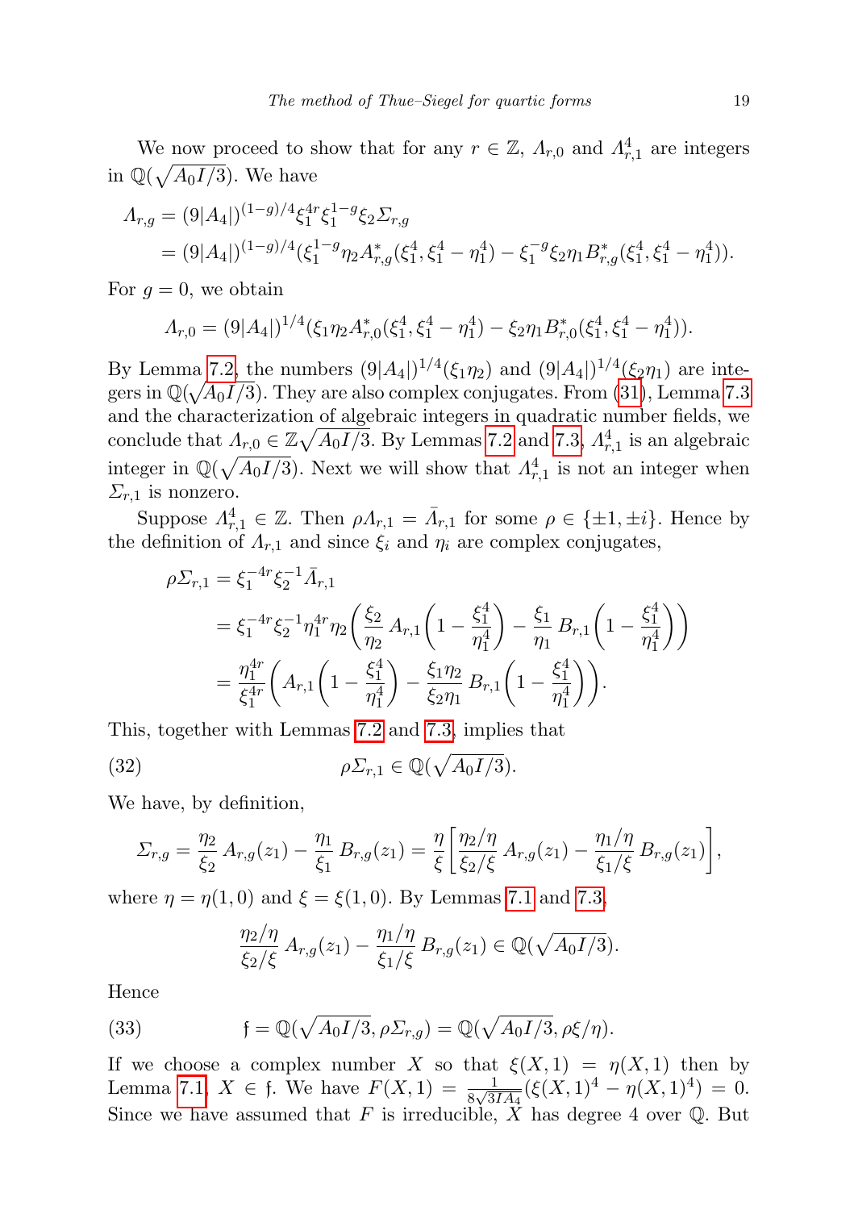We now proceed to show that for any $r \in \mathbb{Z}$, $\Lambda_{r,0}$ and $\Lambda_{r,1}^4$ are integers in $\mathbb{Q}(\sqrt{A_0 I/3})$. We have

$$\begin{aligned}
\Lambda_{r,g} &= (9|A_4|)^{(1-g)/4} \xi_1^{4r} \xi_1^{1-g} \xi_2 \Sigma_{r,g} \\
&= (9|A_4|)^{(1-g)/4} (\xi_1^{1-g} \eta_2 A_{r,g}^*(\xi_1^4, \xi_1^4 - \eta_1^4) - \xi_1^{-g} \xi_2 \eta_1 B_{r,g}^*(\xi_1^4, \xi_1^4 - \eta_1^4)).
\end{aligned}$$

For $g = 0$, we obtain

$$\Lambda_{r,0} = (9|A_4|)^{1/4} (\xi_1 \eta_2 A_{r,0}^*(\xi_1^4, \xi_1^4 - \eta_1^4) - \xi_2 \eta_1 B_{r,0}^*(\xi_1^4, \xi_1^4 - \eta_1^4)).$$

By Lemma 7.2, the numbers $(9|A_4|)^{1/4}(\xi_1 \eta_2)$ and $(9|A_4|)^{1/4}(\xi_2 \eta_1)$ are integers in $\mathbb{Q}(\sqrt{A_0 I/3})$. They are also complex conjugates. From (31), Lemma 7.3 and the characterization of algebraic integers in quadratic number fields, we conclude that $\Lambda_{r,0} \in \mathbb{Z}\sqrt{A_0 I/3}$. By Lemmas 7.2 and 7.3, $\Lambda_{r,1}^4$ is an algebraic integer in $\mathbb{Q}(\sqrt{A_0 I/3})$. Next we will show that $\Lambda_{r,1}^4$ is not an integer when $\Sigma_{r,1}$ is nonzero.

Suppose $\Lambda_{r,1}^4 \in \mathbb{Z}$. Then $\rho \Lambda_{r,1} = \bar{\Lambda}_{r,1}$ for some $\rho \in \{\pm 1, \pm i\}$. Hence by the definition of $\Lambda_{r,1}$ and since $\xi_i$ and $\eta_i$ are complex conjugates,

$$\begin{aligned}
\rho \Sigma_{r,1} &= \xi_1^{-4r} \xi_2^{-1} \bar{\Lambda}_{r,1} \\
&= \xi_1^{-4r} \xi_2^{-1} \eta_1^{4r} \eta_2 \left( \frac{\xi_2}{\eta_2} A_{r,1}\left(1 - \frac{\xi_1^4}{\eta_1^4}\right) - \frac{\xi_1}{\eta_1} B_{r,1}\left(1 - \frac{\xi_1^4}{\eta_1^4}\right)\right) \\
&= \frac{\eta_1^{4r}}{\xi_1^{4r}} \left( A_{r,1}\left(1 - \frac{\xi_1^4}{\eta_1^4}\right) - \frac{\xi_1 \eta_2}{\xi_2 \eta_1} B_{r,1}\left(1 - \frac{\xi_1^4}{\eta_1^4}\right)\right).
\end{aligned}$$

This, together with Lemmas 7.2 and 7.3, implies that

$$\rho \Sigma_{r,1} \in \mathbb{Q}(\sqrt{A_0 I/3}). \tag{32}$$

We have, by definition,

$$\Sigma_{r,g} = \frac{\eta_2}{\xi_2} A_{r,g}(z_1) - \frac{\eta_1}{\xi_1} B_{r,g}(z_1) = \frac{\eta}{\xi}\left[\frac{\eta_2/\eta}{\xi_2/\xi} A_{r,g}(z_1) - \frac{\eta_1/\eta}{\xi_1/\xi} B_{r,g}(z_1)\right],$$

where $\eta = \eta(1,0)$ and $\xi = \xi(1,0)$. By Lemmas 7.1 and 7.3,

$$\frac{\eta_2/\eta}{\xi_2/\xi} A_{r,g}(z_1) - \frac{\eta_1/\eta}{\xi_1/\xi} B_{r,g}(z_1) \in \mathbb{Q}(\sqrt{A_0 I/3}).$$

Hence

$$\mathfrak{f} = \mathbb{Q}(\sqrt{A_0 I/3}, \rho \Sigma_{r,g}) = \mathbb{Q}(\sqrt{A_0 I/3}, \rho \xi/\eta). \tag{33}$$

If we choose a complex number $X$ so that $\xi(X,1) = \eta(X,1)$ then by Lemma 7.1, $X \in \mathfrak{f}$. We have $F(X,1) = \frac{1}{8\sqrt{3IA_4}}(\xi(X,1)^4 - \eta(X,1)^4) = 0$. Since we have assumed that $F$ is irreducible, $X$ has degree 4 over $\mathbb{Q}$. But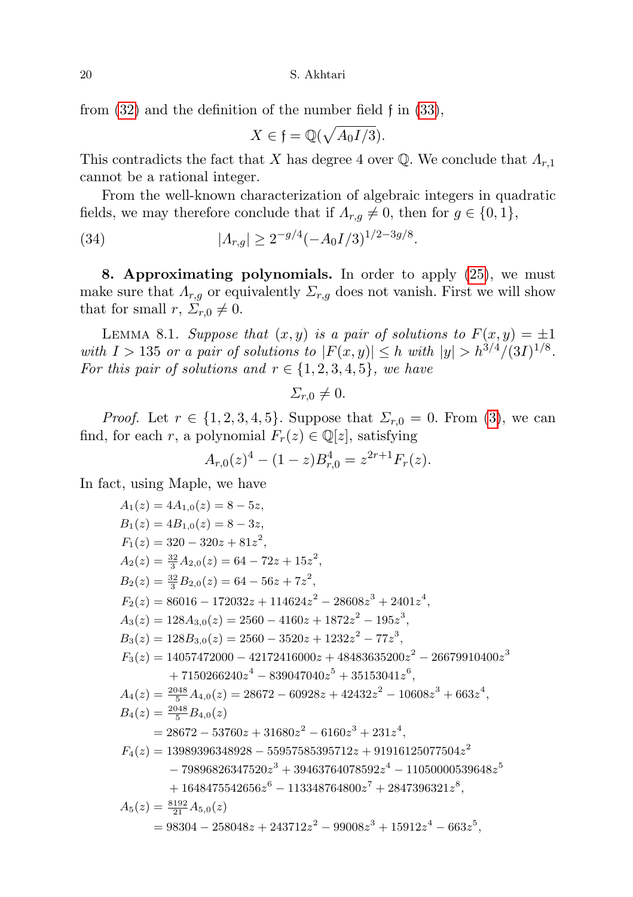from (32) and the definition of the number field $\mathfrak{f}$ in (33),

$$X \in \mathfrak{f} = \mathbb{Q}(\sqrt{A_0 I/3}).$$

This contradicts the fact that $X$ has degree 4 over $\mathbb{Q}$. We conclude that $\Lambda_{r,1}$ cannot be a rational integer.

From the well-known characterization of algebraic integers in quadratic fields, we may therefore conclude that if $\Lambda_{r,g} \neq 0$, then for $g \in \{0,1\}$,

$$|\Lambda_{r,g}| \geq 2^{-g/4}(-A_0 I/3)^{1/2-3g/8}. \tag{34}$$

**8. Approximating polynomials.** In order to apply (25), we must make sure that $\Lambda_{r,g}$ or equivalently $\Sigma_{r,g}$ does not vanish. First we will show that for small $r$, $\Sigma_{r,0} \neq 0$.

LEMMA 8.1. *Suppose that $(x,y)$ is a pair of solutions to $F(x,y) = \pm 1$ with $I > 135$ or a pair of solutions to $|F(x,y)| \leq h$ with $|y| > h^{3/4}/(3I)^{1/8}$. For this pair of solutions and $r \in \{1,2,3,4,5\}$, we have*

$$\Sigma_{r,0} \neq 0.$$

*Proof.* Let $r \in \{1,2,3,4,5\}$. Suppose that $\Sigma_{r,0} = 0$. From (3), we can find, for each $r$, a polynomial $F_r(z) \in \mathbb{Q}[z]$, satisfying

$$A_{r,0}(z)^4 - (1-z)B_{r,0}^4 = z^{2r+1}F_r(z).$$

In fact, using Maple, we have

$$
\begin{aligned}
A_1(z) &= 4A_{1,0}(z) = 8 - 5z,\\
B_1(z) &= 4B_{1,0}(z) = 8 - 3z,\\
F_1(z) &= 320 - 320z + 81z^2,\\
A_2(z) &= \tfrac{32}{3}A_{2,0}(z) = 64 - 72z + 15z^2,\\
B_2(z) &= \tfrac{32}{3}B_{2,0}(z) = 64 - 56z + 7z^2,\\
F_2(z) &= 86016 - 172032z + 114624z^2 - 28608z^3 + 2401z^4,\\
A_3(z) &= 128A_{3,0}(z) = 2560 - 4160z + 1872z^2 - 195z^3,\\
B_3(z) &= 128B_{3,0}(z) = 2560 - 3520z + 1232z^2 - 77z^3,\\
F_3(z) &= 14057472000 - 42172416000z + 48483635200z^2 - 26679910400z^3\\
&\quad + 7150266240z^4 - 839047040z^5 + 35153041z^6,\\
A_4(z) &= \tfrac{2048}{5}A_{4,0}(z) = 28672 - 60928z + 42432z^2 - 10608z^3 + 663z^4,\\
B_4(z) &= \tfrac{2048}{5}B_{4,0}(z)\\
&= 28672 - 53760z + 31680z^2 - 6160z^3 + 231z^4,\\
F_4(z) &= 13989396348928 - 55957585395712z + 91916125077504z^2\\
&\quad - 79896826347520z^3 + 39463764078592z^4 - 11050000539648z^5\\
&\quad + 1648475542656z^6 - 113348764800z^7 + 2847396321z^8,\\
A_5(z) &= \tfrac{8192}{21}A_{5,0}(z)\\
&= 98304 - 258048z + 243712z^2 - 99008z^3 + 15912z^4 - 663z^5,
\end{aligned}
$$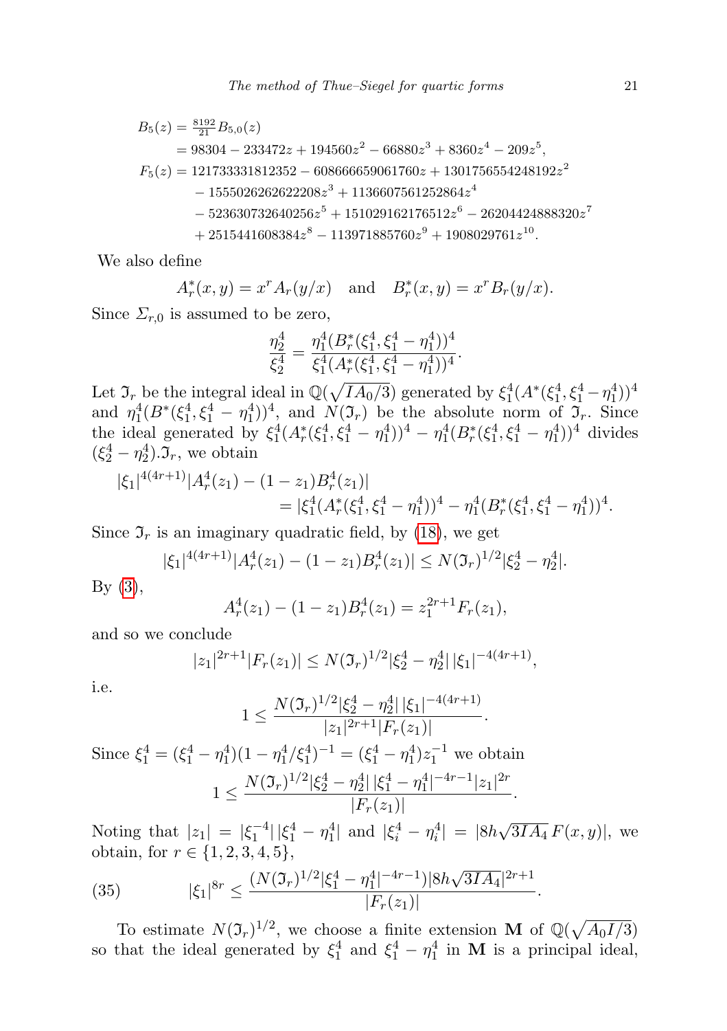$$
\begin{aligned}
B_5(z) &= \tfrac{8192}{21} B_{5,0}(z) \\
&= 98304 - 233472z + 194560z^2 - 66880z^3 + 8360z^4 - 209z^5, \\
F_5(z) &= 121733331812352 - 608666659061760z + 1301756554248192z^2 \\
&\quad - 1555026262622208z^3 + 1136607561252864z^4 \\
&\quad - 523630732640256z^5 + 151029162176512z^6 - 26204424888320z^7 \\
&\quad + 2515441608384z^8 - 113971885760z^9 + 1908029761z^{10}.
\end{aligned}
$$

We also define

$$A_r^*(x,y) = x^r A_r(y/x) \quad \text{and} \quad B_r^*(x,y) = x^r B_r(y/x).$$

Since $\Sigma_{r,0}$ is assumed to be zero,

$$\frac{\eta_2^4}{\xi_2^4} = \frac{\eta_1^4 (B_r^*(\xi_1^4, \xi_1^4 - \eta_1^4))^4}{\xi_1^4 (A_r^*(\xi_1^4, \xi_1^4 - \eta_1^4))^4}.$$

Let $\mathfrak{I}_r$ be the integral ideal in $\mathbb{Q}(\sqrt{IA_0/3})$ generated by $\xi_1^4 (A^*(\xi_1^4, \xi_1^4 - \eta_1^4))^4$ and $\eta_1^4 (B^*(\xi_1^4, \xi_1^4 - \eta_1^4))^4$, and $N(\mathfrak{I}_r)$ be the absolute norm of $\mathfrak{I}_r$. Since the ideal generated by $\xi_1^4 (A_r^*(\xi_1^4, \xi_1^4 - \eta_1^4))^4 - \eta_1^4 (B_r^*(\xi_1^4, \xi_1^4 - \eta_1^4))^4$ divides $(\xi_2^4 - \eta_2^4).\mathfrak{I}_r$, we obtain

$$
\begin{aligned}
|\xi_1|^{4(4r+1)} &|A_r^4(z_1) - (1 - z_1) B_r^4(z_1)| \\
&= |\xi_1^4 (A_r^*(\xi_1^4, \xi_1^4 - \eta_1^4))^4 - \eta_1^4 (B_r^*(\xi_1^4, \xi_1^4 - \eta_1^4))^4.
\end{aligned}
$$

Since $\mathfrak{I}_r$ is an imaginary quadratic field, by (18), we get

$$|\xi_1|^{4(4r+1)} |A_r^4(z_1) - (1 - z_1) B_r^4(z_1)| \le N(\mathfrak{I}_r)^{1/2} |\xi_2^4 - \eta_2^4|.$$

By (3),

$$A_r^4(z_1) - (1 - z_1) B_r^4(z_1) = z_1^{2r+1} F_r(z_1),$$

and so we conclude

$$|z_1|^{2r+1} |F_r(z_1)| \le N(\mathfrak{I}_r)^{1/2} |\xi_2^4 - \eta_2^4| \, |\xi_1|^{-4(4r+1)},$$

i.e.

$$1 \le \frac{N(\mathfrak{I}_r)^{1/2} |\xi_2^4 - \eta_2^4| \, |\xi_1|^{-4(4r+1)}}{|z_1|^{2r+1} |F_r(z_1)|}.$$

Since $\xi_1^4 = (\xi_1^4 - \eta_1^4)(1 - \eta_1^4/\xi_1^4)^{-1} = (\xi_1^4 - \eta_1^4) z_1^{-1}$ we obtain

$$1 \le \frac{N(\mathfrak{I}_r)^{1/2} |\xi_2^4 - \eta_2^4| \, |\xi_1^4 - \eta_1^4|^{-4r-1} |z_1|^{2r}}{|F_r(z_1)|}.$$

Noting that $|z_1| = |\xi_1^{-4}| \, |\xi_1^4 - \eta_1^4|$ and $|\xi_i^4 - \eta_i^4| = |8h\sqrt{3IA_4}\, F(x,y)|$, we obtain, for $r \in \{1, 2, 3, 4, 5\}$,

$$|\xi_1|^{8r} \le \frac{(N(\mathfrak{I}_r)^{1/2} |\xi_1^4 - \eta_1^4|^{-4r-1}) |8h\sqrt{3IA_4}|^{2r+1}}{|F_r(z_1)|}. \tag{35}$$

To estimate $N(\mathfrak{I}_r)^{1/2}$, we choose a finite extension $\mathbf{M}$ of $\mathbb{Q}(\sqrt{A_0 I/3})$ so that the ideal generated by $\xi_1^4$ and $\xi_1^4 - \eta_1^4$ in $\mathbf{M}$ is a principal ideal,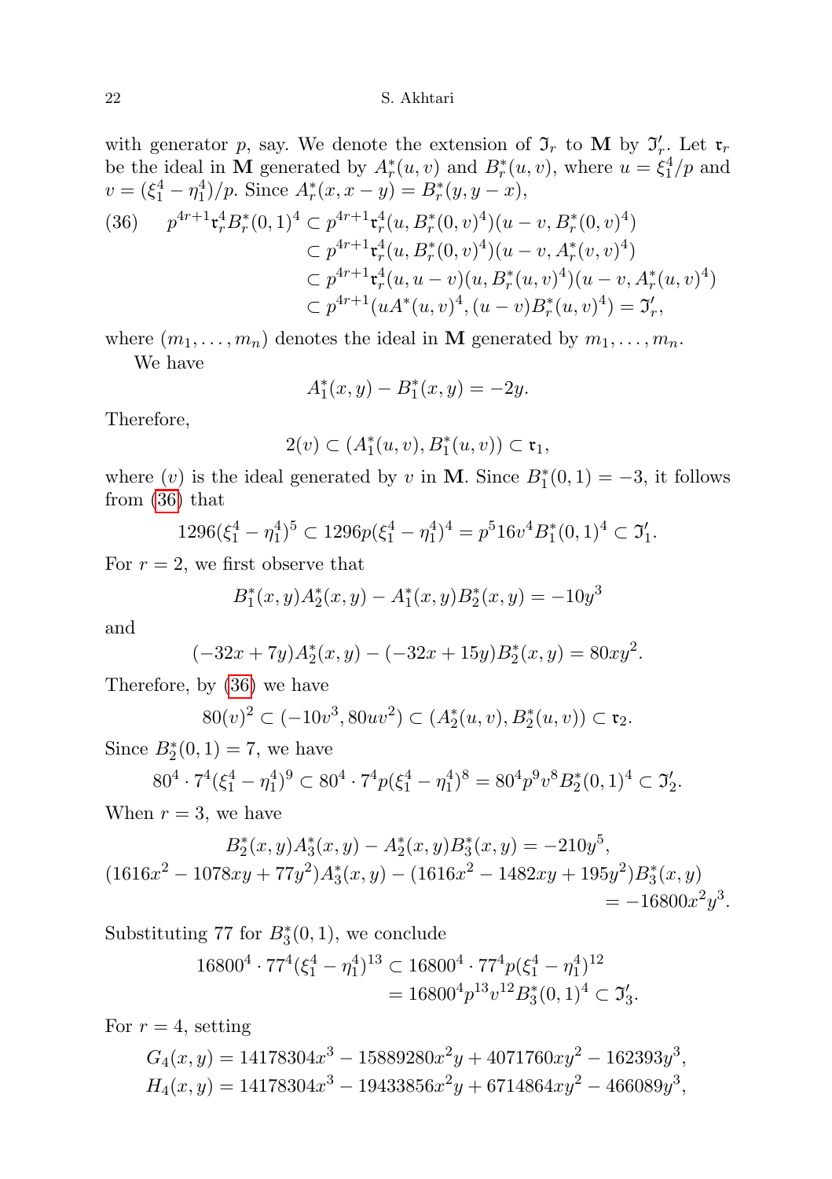with generator $p$, say. We denote the extension of $\mathfrak{I}_r$ to $\mathbf{M}$ by $\mathfrak{I}'_r$. Let $\mathfrak{r}_r$ be the ideal in $\mathbf{M}$ generated by $A^*_r(u,v)$ and $B^*_r(u,v)$, where $u = \xi_1^4/p$ and $v = (\xi_1^4 - \eta_1^4)/p$. Since $A^*_r(x, x-y) = B^*_r(y, y-x)$,

$$
\begin{aligned}
(36)\qquad p^{4r+1}\mathfrak{r}_r^4 B^*_r(0,1)^4 &\subset p^{4r+1}\mathfrak{r}_r^4 (u, B^*_r(0,v)^4)(u-v, B^*_r(0,v)^4)\\
&\subset p^{4r+1}\mathfrak{r}_r^4 (u, B^*_r(0,v)^4)(u-v, A^*_r(v,v)^4)\\
&\subset p^{4r+1}\mathfrak{r}_r^4 (u, u-v)(u, B^*_r(u,v)^4)(u-v, A^*_r(u,v)^4)\\
&\subset p^{4r+1}(uA^*(u,v)^4, (u-v)B^*_r(u,v)^4) = \mathfrak{I}'_r,
\end{aligned}
$$

where $(m_1, \ldots, m_n)$ denotes the ideal in $\mathbf{M}$ generated by $m_1, \ldots, m_n$.

We have

$$A^*_1(x,y) - B^*_1(x,y) = -2y.$$

Therefore,

$$2(v) \subset (A^*_1(u,v), B^*_1(u,v)) \subset \mathfrak{r}_1,$$

where $(v)$ is the ideal generated by $v$ in $\mathbf{M}$. Since $B^*_1(0,1) = -3$, it follows from (36) that

$$1296(\xi_1^4 - \eta_1^4)^5 \subset 1296p(\xi_1^4 - \eta_1^4)^4 = p^5 16 v^4 B^*_1(0,1)^4 \subset \mathfrak{I}'_1.$$

For $r = 2$, we first observe that

$$B^*_1(x,y)A^*_2(x,y) - A^*_1(x,y)B^*_2(x,y) = -10y^3$$

and

$$(-32x + 7y)A^*_2(x,y) - (-32x + 15y)B^*_2(x,y) = 80xy^2.$$

Therefore, by (36) we have

$$80(v)^2 \subset (-10v^3, 80uv^2) \subset (A^*_2(u,v), B^*_2(u,v)) \subset \mathfrak{r}_2.$$

Since $B^*_2(0,1) = 7$, we have

$$80^4 \cdot 7^4(\xi_1^4 - \eta_1^4)^9 \subset 80^4 \cdot 7^4 p(\xi_1^4 - \eta_1^4)^8 = 80^4 p^9 v^8 B^*_2(0,1)^4 \subset \mathfrak{I}'_2.$$

When $r = 3$, we have

$$
\begin{aligned}
B^*_2(x,y)A^*_3(x,y) - A^*_2(x,y)B^*_3(x,y) &= -210y^5,\\
(1616x^2 - 1078xy + 77y^2)A^*_3(x,y) - (1616x^2 - 1482xy + 195y^2)&B^*_3(x,y)\\
&= -16800x^2y^3.
\end{aligned}
$$

Substituting 77 for $B^*_3(0,1)$, we conclude

$$
\begin{aligned}
16800^4 \cdot 77^4(\xi_1^4 - \eta_1^4)^{13} &\subset 16800^4 \cdot 77^4 p(\xi_1^4 - \eta_1^4)^{12}\\
&= 16800^4 p^{13} v^{12} B^*_3(0,1)^4 \subset \mathfrak{I}'_3.
\end{aligned}
$$

For $r = 4$, setting

$$
\begin{aligned}
G_4(x,y) &= 14178304x^3 - 15889280x^2y + 4071760xy^2 - 162393y^3,\\
H_4(x,y) &= 14178304x^3 - 19433856x^2y + 6714864xy^2 - 466089y^3,
\end{aligned}
$$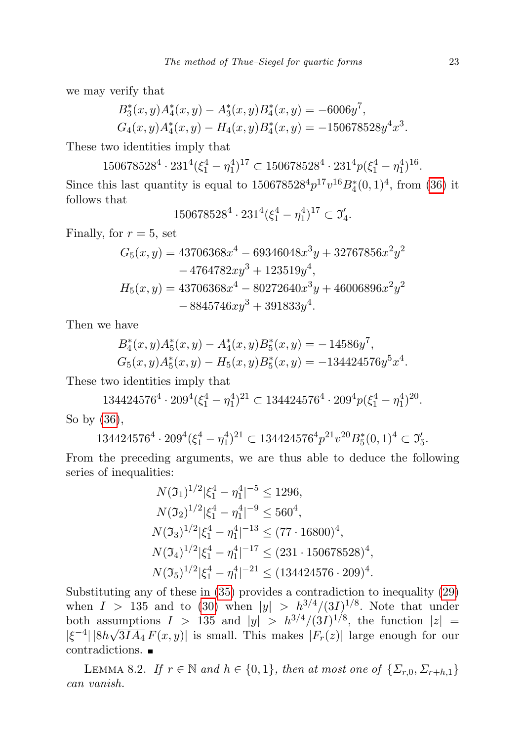we may verify that

$$
\begin{aligned}
&B_3^*(x,y)A_4^*(x,y) - A_3^*(x,y)B_4^*(x,y) = -6006y^7,\\
&G_4(x,y)A_4^*(x,y) - H_4(x,y)B_4^*(x,y) = -150678528y^4x^3.
\end{aligned}
$$

These two identities imply that

$$
150678528^4 \cdot 231^4(\xi_1^4 - \eta_1^4)^{17} \subset 150678528^4 \cdot 231^4 p(\xi_1^4 - \eta_1^4)^{16}.
$$

Since this last quantity is equal to $150678528^4 p^{17} v^{16} B_4^*(0,1)^4$, from (36) it follows that

$$
150678528^4 \cdot 231^4(\xi_1^4 - \eta_1^4)^{17} \subset \mathfrak{I}_4'.
$$

Finally, for $r = 5$, set

$$
\begin{aligned}
G_5(x,y) &= 43706368x^4 - 69346048x^3y + 32767856x^2y^2\\
&\quad - 4764782xy^3 + 123519y^4,\\
H_5(x,y) &= 43706368x^4 - 80272640x^3y + 46006896x^2y^2\\
&\quad - 8845746xy^3 + 391833y^4.
\end{aligned}
$$

Then we have

$$
\begin{aligned}
&B_4^*(x,y)A_5^*(x,y) - A_4^*(x,y)B_5^*(x,y) = -14586y^7,\\
&G_5(x,y)A_5^*(x,y) - H_5(x,y)B_5^*(x,y) = -134424576y^5x^4.
\end{aligned}
$$

These two identities imply that

$$
134424576^4 \cdot 209^4(\xi_1^4 - \eta_1^4)^{21} \subset 134424576^4 \cdot 209^4 p(\xi_1^4 - \eta_1^4)^{20}.
$$

So by (36),

$$
134424576^4 \cdot 209^4(\xi_1^4 - \eta_1^4)^{21} \subset 134424576^4 p^{21} v^{20} B_5^*(0,1)^4 \subset \mathfrak{I}_5'.
$$

From the preceding arguments, we are thus able to deduce the following series of inequalities:

$$
\begin{aligned}
N(\mathfrak{I}_1)^{1/2}|\xi_1^4 - \eta_1^4|^{-5} &\le 1296,\\
N(\mathfrak{I}_2)^{1/2}|\xi_1^4 - \eta_1^4|^{-9} &\le 560^4,\\
N(\mathfrak{I}_3)^{1/2}|\xi_1^4 - \eta_1^4|^{-13} &\le (77 \cdot 16800)^4,\\
N(\mathfrak{I}_4)^{1/2}|\xi_1^4 - \eta_1^4|^{-17} &\le (231 \cdot 150678528)^4,\\
N(\mathfrak{I}_5)^{1/2}|\xi_1^4 - \eta_1^4|^{-21} &\le (134424576 \cdot 209)^4.
\end{aligned}
$$

Substituting any of these in (35) provides a contradiction to inequality (29) when $I > 135$ and to (30) when $|y| > h^{3/4}/(3I)^{1/8}$. Note that under both assumptions $I > 135$ and $|y| > h^{3/4}/(3I)^{1/8}$, the function $|z| = |\xi^{-4}|\,|8h\sqrt{3IA_4}\,F(x,y)|$ is small. This makes $|F_r(z)|$ large enough for our contradictions. ∎

Lemma 8.2. *If $r \in \mathbb{N}$ and $h \in \{0,1\}$, then at most one of $\{\Sigma_{r,0}, \Sigma_{r+h,1}\}$ can vanish.*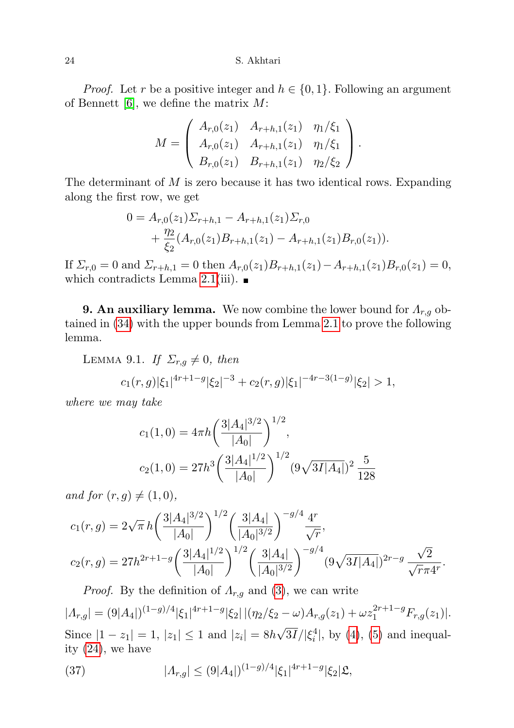*Proof.* Let $r$ be a positive integer and $h \in \{0,1\}$. Following an argument of Bennett [6], we define the matrix $M$:

$$M = \begin{pmatrix} A_{r,0}(z_1) & A_{r+h,1}(z_1) & \eta_1/\xi_1 \\ A_{r,0}(z_1) & A_{r+h,1}(z_1) & \eta_1/\xi_1 \\ B_{r,0}(z_1) & B_{r+h,1}(z_1) & \eta_2/\xi_2 \end{pmatrix}.$$

The determinant of $M$ is zero because it has two identical rows. Expanding along the first row, we get

$$\begin{aligned} 0 &= A_{r,0}(z_1)\Sigma_{r+h,1} - A_{r+h,1}(z_1)\Sigma_{r,0} \\ &\quad + \frac{\eta_2}{\xi_2}(A_{r,0}(z_1)B_{r+h,1}(z_1) - A_{r+h,1}(z_1)B_{r,0}(z_1)). \end{aligned}$$

If $\Sigma_{r,0} = 0$ and $\Sigma_{r+h,1} = 0$ then $A_{r,0}(z_1)B_{r+h,1}(z_1) - A_{r+h,1}(z_1)B_{r,0}(z_1) = 0$, which contradicts Lemma 2.1(iii). ■

**9. An auxiliary lemma.** We now combine the lower bound for $\Lambda_{r,g}$ obtained in (34) with the upper bounds from Lemma 2.1 to prove the following lemma.

Lemma 9.1. *If $\Sigma_{r,g} \neq 0$, then*

$$c_1(r,g)|\xi_1|^{4r+1-g}|\xi_2|^{-3} + c_2(r,g)|\xi_1|^{-4r-3(1-g)}|\xi_2| > 1,$$

*where we may take*

$$c_1(1,0) = 4\pi h\left(\frac{3|A_4|^{3/2}}{|A_0|}\right)^{1/2},$$

$$c_2(1,0) = 27h^3\left(\frac{3|A_4|^{1/2}}{|A_0|}\right)^{1/2}(9\sqrt{3I|A_4|})^2\,\frac{5}{128}$$

*and for $(r,g) \neq (1,0)$,*

$$c_1(r,g) = 2\sqrt{\pi}\,h\left(\frac{3|A_4|^{3/2}}{|A_0|}\right)^{1/2}\left(\frac{3|A_4|}{|A_0|^{3/2}}\right)^{-g/4}\frac{4^r}{\sqrt{r}},$$

$$c_2(r,g) = 27h^{2r+1-g}\left(\frac{3|A_4|^{1/2}}{|A_0|}\right)^{1/2}\left(\frac{3|A_4|}{|A_0|^{3/2}}\right)^{-g/4}(9\sqrt{3I|A_4|})^{2r-g}\,\frac{\sqrt{2}}{\sqrt{r}\pi 4^r}.$$

*Proof.* By the definition of $\Lambda_{r,g}$ and (3), we can write

$$|\Lambda_{r,g}| = (9|A_4|)^{(1-g)/4}|\xi_1|^{4r+1-g}|\xi_2|\,|(\eta_2/\xi_2 - \omega)A_{r,g}(z_1) + \omega z_1^{2r+1-g}F_{r,g}(z_1)|.$$

Since $|1-z_1| = 1$, $|z_1| \le 1$ and $|z_i| = 8h\sqrt{3I}/|\xi_i^4|$, by (4), (5) and inequality (24), we have

$$|\Lambda_{r,g}| \le (9|A_4|)^{(1-g)/4}|\xi_1|^{4r+1-g}|\xi_2|\mathfrak{L}, \tag{37}$$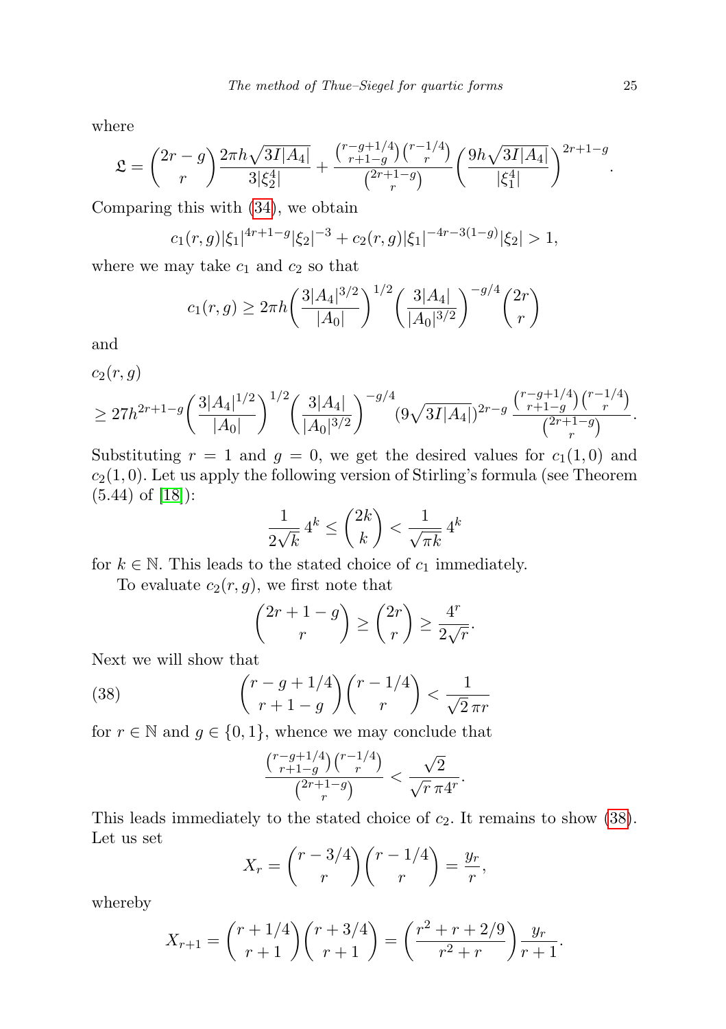where

$$\mathfrak{L} = \binom{2r-g}{r} \frac{2\pi h\sqrt{3I|A_4|}}{3|\xi_2^4|} + \frac{\binom{r-g+1/4}{r+1-g}\binom{r-1/4}{r}}{\binom{2r+1-g}{r}} \left(\frac{9h\sqrt{3I|A_4|}}{|\xi_1^4|}\right)^{2r+1-g}.$$

Comparing this with (34), we obtain

$$c_1(r,g)|\xi_1|^{4r+1-g}|\xi_2|^{-3} + c_2(r,g)|\xi_1|^{-4r-3(1-g)}|\xi_2| > 1,$$

where we may take $c_1$ and $c_2$ so that

$$c_1(r,g) \geq 2\pi h \left(\frac{3|A_4|^{3/2}}{|A_0|}\right)^{1/2} \left(\frac{3|A_4|}{|A_0|^{3/2}}\right)^{-g/4} \binom{2r}{r}$$

and

$$c_2(r,g) \geq 27h^{2r+1-g}\left(\frac{3|A_4|^{1/2}}{|A_0|}\right)^{1/2}\left(\frac{3|A_4|}{|A_0|^{3/2}}\right)^{-g/4}(9\sqrt{3I|A_4|})^{2r-g}\, \frac{\binom{r-g+1/4}{r+1-g}\binom{r-1/4}{r}}{\binom{2r+1-g}{r}}.$$

Substituting $r = 1$ and $g = 0$, we get the desired values for $c_1(1,0)$ and $c_2(1,0)$. Let us apply the following version of Stirling's formula (see Theorem (5.44) of [18]):

$$\frac{1}{2\sqrt{k}}\, 4^k \leq \binom{2k}{k} < \frac{1}{\sqrt{\pi k}}\, 4^k$$

for $k \in \mathbb{N}$. This leads to the stated choice of $c_1$ immediately.

To evaluate $c_2(r,g)$, we first note that

$$\binom{2r+1-g}{r} \geq \binom{2r}{r} \geq \frac{4^r}{2\sqrt{r}}.$$

Next we will show that

$$\binom{r-g+1/4}{r+1-g}\binom{r-1/4}{r} < \frac{1}{\sqrt{2}\,\pi r} \tag{38}$$

for $r \in \mathbb{N}$ and $g \in \{0,1\}$, whence we may conclude that

$$\frac{\binom{r-g+1/4}{r+1-g}\binom{r-1/4}{r}}{\binom{2r+1-g}{r}} < \frac{\sqrt{2}}{\sqrt{r}\,\pi 4^r}.$$

This leads immediately to the stated choice of $c_2$. It remains to show (38). Let us set

$$X_r = \binom{r-3/4}{r}\binom{r-1/4}{r} = \frac{y_r}{r},$$

whereby

$$X_{r+1} = \binom{r+1/4}{r+1}\binom{r+3/4}{r+1} = \left(\frac{r^2+r+2/9}{r^2+r}\right)\frac{y_r}{r+1}.$$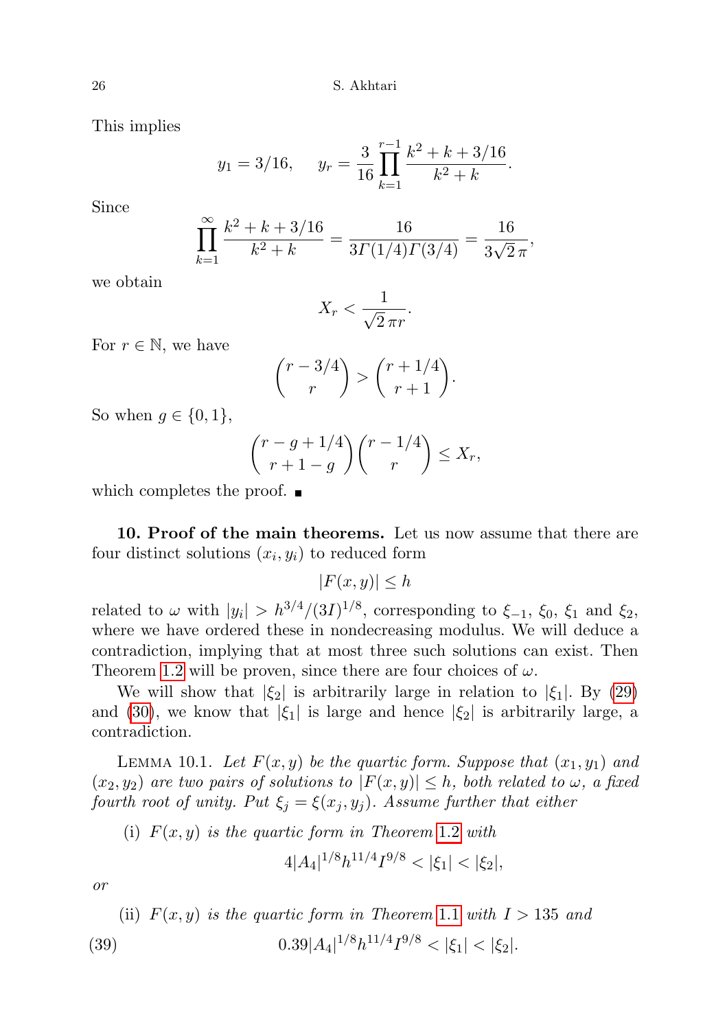This implies

$$y_1 = 3/16, \qquad y_r = \frac{3}{16} \prod_{k=1}^{r-1} \frac{k^2 + k + 3/16}{k^2 + k}.$$

Since

$$\prod_{k=1}^{\infty} \frac{k^2 + k + 3/16}{k^2 + k} = \frac{16}{3\Gamma(1/4)\Gamma(3/4)} = \frac{16}{3\sqrt{2}\,\pi},$$

we obtain

$$X_r < \frac{1}{\sqrt{2}\,\pi r}.$$

For $r \in \mathbb{N}$, we have

$$\binom{r - 3/4}{r} > \binom{r + 1/4}{r + 1}.$$

So when $g \in \{0, 1\}$,

$$\binom{r - g + 1/4}{r + 1 - g}\binom{r - 1/4}{r} \leq X_r,$$

which completes the proof. ∎

**10. Proof of the main theorems.** Let us now assume that there are four distinct solutions $(x_i, y_i)$ to reduced form

$$|F(x, y)| \leq h$$

related to $\omega$ with $|y_i| > h^{3/4}/(3I)^{1/8}$, corresponding to $\xi_{-1}$, $\xi_0$, $\xi_1$ and $\xi_2$, where we have ordered these in nondecreasing modulus. We will deduce a contradiction, implying that at most three such solutions can exist. Then Theorem 1.2 will be proven, since there are four choices of $\omega$.

We will show that $|\xi_2|$ is arbitrarily large in relation to $|\xi_1|$. By (29) and (30), we know that $|\xi_1|$ is large and hence $|\xi_2|$ is arbitrarily large, a contradiction.

LEMMA 10.1. *Let $F(x, y)$ be the quartic form. Suppose that $(x_1, y_1)$ and $(x_2, y_2)$ are two pairs of solutions to $|F(x, y)| \leq h$, both related to $\omega$, a fixed fourth root of unity. Put $\xi_j = \xi(x_j, y_j)$. Assume further that either*

(i) *$F(x, y)$ is the quartic form in Theorem 1.2 with*

$$4|A_4|^{1/8} h^{11/4} I^{9/8} < |\xi_1| < |\xi_2|,$$

*or*

(ii) *$F(x, y)$ is the quartic form in Theorem 1.1 with $I > 135$ and*

$$0.39|A_4|^{1/8} h^{11/4} I^{9/8} < |\xi_1| < |\xi_2|. \tag{39}$$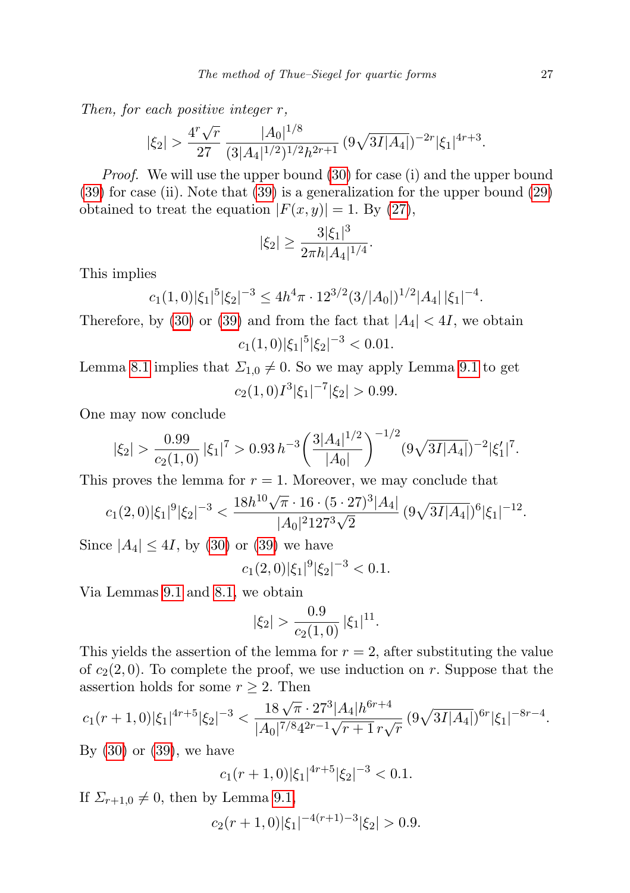*Then, for each positive integer* $r$,

$$|\xi_2| > \frac{4^r\sqrt{r}}{27}\,\frac{|A_0|^{1/8}}{(3|A_4|^{1/2})^{1/2}h^{2r+1}}\,(9\sqrt{3I|A_4|})^{-2r}|\xi_1|^{4r+3}.$$

*Proof.* We will use the upper bound (30) for case (i) and the upper bound (39) for case (ii). Note that (39) is a generalization for the upper bound (29) obtained to treat the equation $|F(x,y)| = 1$. By (27),

$$|\xi_2| \geq \frac{3|\xi_1|^3}{2\pi h|A_4|^{1/4}}.$$

This implies

$$c_1(1,0)|\xi_1|^5|\xi_2|^{-3} \leq 4h^4\pi\cdot 12^{3/2}(3/|A_0|)^{1/2}|A_4|\,|\xi_1|^{-4}.$$

Therefore, by (30) or (39) and from the fact that $|A_4| < 4I$, we obtain

$$c_1(1,0)|\xi_1|^5|\xi_2|^{-3} < 0.01.$$

Lemma 8.1 implies that $\Sigma_{1,0} \neq 0$. So we may apply Lemma 9.1 to get

$$c_2(1,0)I^3|\xi_1|^{-7}|\xi_2| > 0.99.$$

One may now conclude

$$|\xi_2| > \frac{0.99}{c_2(1,0)}\,|\xi_1|^7 > 0.93\,h^{-3}\left(\frac{3|A_4|^{1/2}}{|A_0|}\right)^{-1/2}(9\sqrt{3I|A_4|})^{-2}|\xi_1'|^7.$$

This proves the lemma for $r = 1$. Moreover, we may conclude that

$$c_1(2,0)|\xi_1|^9|\xi_2|^{-3} < \frac{18h^{10}\sqrt{\pi}\cdot 16\cdot(5\cdot 27)^3|A_4|}{|A_0|^2 127^3\sqrt{2}}\,(9\sqrt{3I|A_4|})^6|\xi_1|^{-12}.$$

Since $|A_4| \leq 4I$, by (30) or (39) we have

$$c_1(2,0)|\xi_1|^9|\xi_2|^{-3} < 0.1.$$

Via Lemmas 9.1 and 8.1, we obtain

$$|\xi_2| > \frac{0.9}{c_2(1,0)}\,|\xi_1|^{11}.$$

This yields the assertion of the lemma for $r = 2$, after substituting the value of $c_2(2,0)$. To complete the proof, we use induction on $r$. Suppose that the assertion holds for some $r \geq 2$. Then

$$c_1(r+1,0)|\xi_1|^{4r+5}|\xi_2|^{-3} < \frac{18\sqrt{\pi}\cdot 27^3|A_4|h^{6r+4}}{|A_0|^{7/8}4^{2r-1}\sqrt{r+1}\,r\sqrt{r}}\,(9\sqrt{3I|A_4|})^{6r}|\xi_1|^{-8r-4}.$$

By (30) or (39), we have

$$c_1(r+1,0)|\xi_1|^{4r+5}|\xi_2|^{-3} < 0.1.$$

If $\Sigma_{r+1,0} \neq 0$, then by Lemma 9.1,

$$c_2(r+1,0)|\xi_1|^{-4(r+1)-3}|\xi_2| > 0.9.$$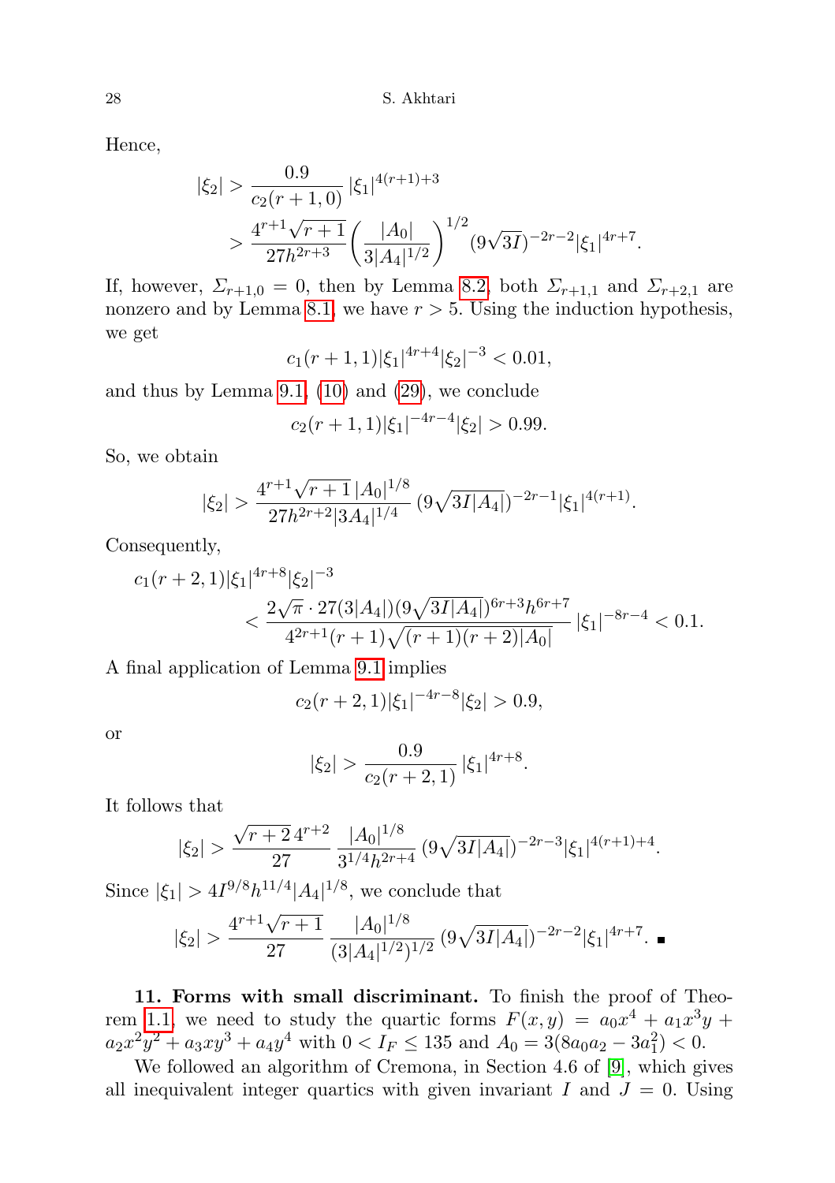Hence,

$$|\xi_2| > \frac{0.9}{c_2(r+1,0)}\,|\xi_1|^{4(r+1)+3}$$
$$> \frac{4^{r+1}\sqrt{r+1}}{27h^{2r+3}}\left(\frac{|A_0|}{3|A_4|^{1/2}}\right)^{1/2}(9\sqrt{3I})^{-2r-2}|\xi_1|^{4r+7}.$$

If, however, $\Sigma_{r+1,0} = 0$, then by Lemma 8.2, both $\Sigma_{r+1,1}$ and $\Sigma_{r+2,1}$ are nonzero and by Lemma 8.1, we have $r > 5$. Using the induction hypothesis, we get

$$c_1(r+1,1)|\xi_1|^{4r+4}|\xi_2|^{-3} < 0.01,$$

and thus by Lemma 9.1, (10) and (29), we conclude

$$c_2(r+1,1)|\xi_1|^{-4r-4}|\xi_2| > 0.99.$$

So, we obtain

$$|\xi_2| > \frac{4^{r+1}\sqrt{r+1}\,|A_0|^{1/8}}{27h^{2r+2}|3A_4|^{1/4}}\,(9\sqrt{3I|A_4|})^{-2r-1}|\xi_1|^{4(r+1)}.$$

Consequently,

$$c_1(r+2,1)|\xi_1|^{4r+8}|\xi_2|^{-3}$$
$$< \frac{2\sqrt{\pi}\cdot 27(3|A_4|)(9\sqrt{3I|A_4|})^{6r+3}h^{6r+7}}{4^{2r+1}(r+1)\sqrt{(r+1)(r+2)|A_0|}}\,|\xi_1|^{-8r-4} < 0.1.$$

A final application of Lemma 9.1 implies

$$c_2(r+2,1)|\xi_1|^{-4r-8}|\xi_2| > 0.9,$$

or

$$|\xi_2| > \frac{0.9}{c_2(r+2,1)}\,|\xi_1|^{4r+8}.$$

It follows that

$$|\xi_2| > \frac{\sqrt{r+2}\,4^{r+2}}{27}\,\frac{|A_0|^{1/8}}{3^{1/4}h^{2r+4}}\,(9\sqrt{3I|A_4|})^{-2r-3}|\xi_1|^{4(r+1)+4}.$$

Since $|\xi_1| > 4I^{9/8}h^{11/4}|A_4|^{1/8}$, we conclude that

$$|\xi_2| > \frac{4^{r+1}\sqrt{r+1}}{27}\,\frac{|A_0|^{1/8}}{(3|A_4|^{1/2})^{1/2}}\,(9\sqrt{3I|A_4|})^{-2r-2}|\xi_1|^{4r+7}. \ \blacksquare$$

**11. Forms with small discriminant.** To finish the proof of Theorem 1.1, we need to study the quartic forms $F(x,y) = a_0x^4 + a_1x^3y + a_2x^2y^2 + a_3xy^3 + a_4y^4$ with $0 < I_F \leq 135$ and $A_0 = 3(8a_0a_2 - 3a_1^2) < 0$.

We followed an algorithm of Cremona, in Section 4.6 of [9], which gives all inequivalent integer quartics with given invariant $I$ and $J = 0$. Using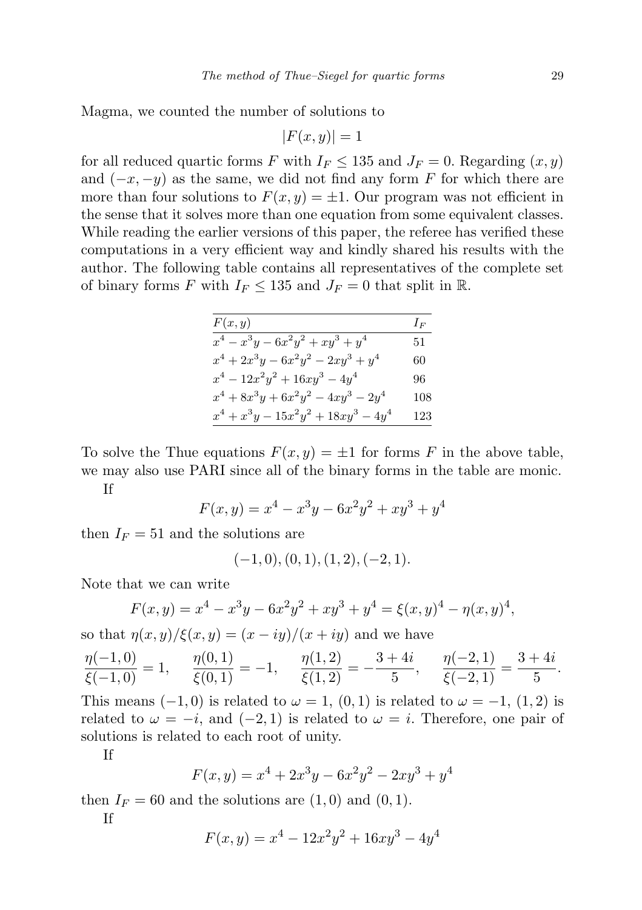Magma, we counted the number of solutions to

$$|F(x,y)| = 1$$

for all reduced quartic forms $F$ with $I_F \leq 135$ and $J_F = 0$. Regarding $(x,y)$ and $(-x,-y)$ as the same, we did not find any form $F$ for which there are more than four solutions to $F(x,y) = \pm 1$. Our program was not efficient in the sense that it solves more than one equation from some equivalent classes. While reading the earlier versions of this paper, the referee has verified these computations in a very efficient way and kindly shared his results with the author. The following table contains all representatives of the complete set of binary forms $F$ with $I_F \leq 135$ and $J_F = 0$ that split in $\mathbb{R}$.

| $F(x,y)$ | $I_F$ |
|---|---|
| $x^4 - x^3y - 6x^2y^2 + xy^3 + y^4$ | 51 |
| $x^4 + 2x^3y - 6x^2y^2 - 2xy^3 + y^4$ | 60 |
| $x^4 - 12x^2y^2 + 16xy^3 - 4y^4$ | 96 |
| $x^4 + 8x^3y + 6x^2y^2 - 4xy^3 - 2y^4$ | 108 |
| $x^4 + x^3y - 15x^2y^2 + 18xy^3 - 4y^4$ | 123 |

To solve the Thue equations $F(x,y) = \pm 1$ for forms $F$ in the above table, we may also use PARI since all of the binary forms in the table are monic.

If

$$F(x,y) = x^4 - x^3y - 6x^2y^2 + xy^3 + y^4$$

then $I_F = 51$ and the solutions are

$$(-1,0), (0,1), (1,2), (-2,1).$$

Note that we can write

$$F(x,y) = x^4 - x^3y - 6x^2y^2 + xy^3 + y^4 = \xi(x,y)^4 - \eta(x,y)^4,$$

so that $\eta(x,y)/\xi(x,y) = (x - iy)/(x + iy)$ and we have

$$\frac{\eta(-1,0)}{\xi(-1,0)} = 1, \quad \frac{\eta(0,1)}{\xi(0,1)} = -1, \quad \frac{\eta(1,2)}{\xi(1,2)} = -\frac{3+4i}{5}, \quad \frac{\eta(-2,1)}{\xi(-2,1)} = \frac{3+4i}{5}.$$

This means $(-1,0)$ is related to $\omega = 1$, $(0,1)$ is related to $\omega = -1$, $(1,2)$ is related to $\omega = -i$, and $(-2,1)$ is related to $\omega = i$. Therefore, one pair of solutions is related to each root of unity.

If

$$F(x,y) = x^4 + 2x^3y - 6x^2y^2 - 2xy^3 + y^4$$

then $I_F = 60$ and the solutions are $(1,0)$ and $(0,1)$.

If

$$F(x,y) = x^4 - 12x^2y^2 + 16xy^3 - 4y^4$$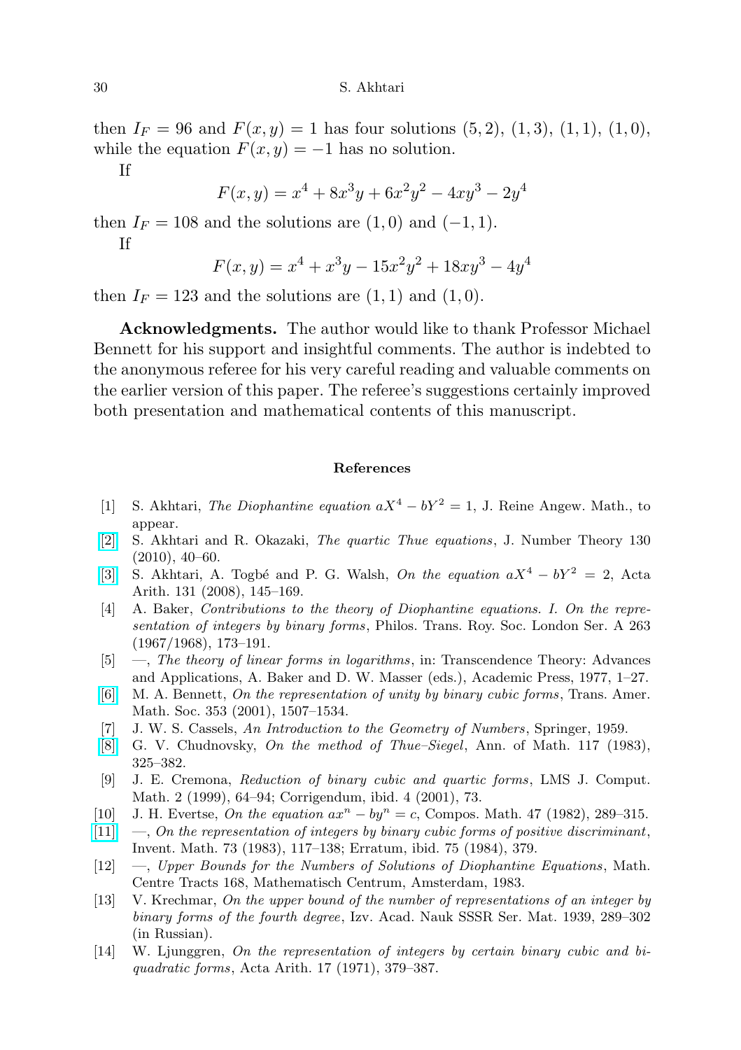then $I_F = 96$ and $F(x, y) = 1$ has four solutions $(5, 2)$, $(1, 3)$, $(1, 1)$, $(1, 0)$, while the equation $F(x, y) = -1$ has no solution.

If

$$F(x, y) = x^4 + 8x^3y + 6x^2y^2 - 4xy^3 - 2y^4$$

then $I_F = 108$ and the solutions are $(1, 0)$ and $(-1, 1)$.

If

$$F(x, y) = x^4 + x^3y - 15x^2y^2 + 18xy^3 - 4y^4$$

then $I_F = 123$ and the solutions are $(1, 1)$ and $(1, 0)$.

**Acknowledgments.** The author would like to thank Professor Michael Bennett for his support and insightful comments. The author is indebted to the anonymous referee for his very careful reading and valuable comments on the earlier version of this paper. The referee's suggestions certainly improved both presentation and mathematical contents of this manuscript.

## References

[1] S. Akhtari, *The Diophantine equation $aX^4 - bY^2 = 1$*, J. Reine Angew. Math., to appear.

[2] S. Akhtari and R. Okazaki, *The quartic Thue equations*, J. Number Theory 130 (2010), 40–60.

[3] S. Akhtari, A. Togbé and P. G. Walsh, *On the equation $aX^4 - bY^2 = 2$*, Acta Arith. 131 (2008), 145–169.

[4] A. Baker, *Contributions to the theory of Diophantine equations. I. On the representation of integers by binary forms*, Philos. Trans. Roy. Soc. London Ser. A 263 (1967/1968), 173–191.

[5] —, *The theory of linear forms in logarithms*, in: Transcendence Theory: Advances and Applications, A. Baker and D. W. Masser (eds.), Academic Press, 1977, 1–27.

[6] M. A. Bennett, *On the representation of unity by binary cubic forms*, Trans. Amer. Math. Soc. 353 (2001), 1507–1534.

[7] J. W. S. Cassels, *An Introduction to the Geometry of Numbers*, Springer, 1959.

[8] G. V. Chudnovsky, *On the method of Thue–Siegel*, Ann. of Math. 117 (1983), 325–382.

[9] J. E. Cremona, *Reduction of binary cubic and quartic forms*, LMS J. Comput. Math. 2 (1999), 64–94; Corrigendum, ibid. 4 (2001), 73.

[10] J. H. Evertse, *On the equation $ax^n - by^n = c$*, Compos. Math. 47 (1982), 289–315.

[11] —, *On the representation of integers by binary cubic forms of positive discriminant*, Invent. Math. 73 (1983), 117–138; Erratum, ibid. 75 (1984), 379.

[12] —, *Upper Bounds for the Numbers of Solutions of Diophantine Equations*, Math. Centre Tracts 168, Mathematisch Centrum, Amsterdam, 1983.

[13] V. Krechmar, *On the upper bound of the number of representations of an integer by binary forms of the fourth degree*, Izv. Acad. Nauk SSSR Ser. Mat. 1939, 289–302 (in Russian).

[14] W. Ljunggren, *On the representation of integers by certain binary cubic and biquadratic forms*, Acta Arith. 17 (1971), 379–387.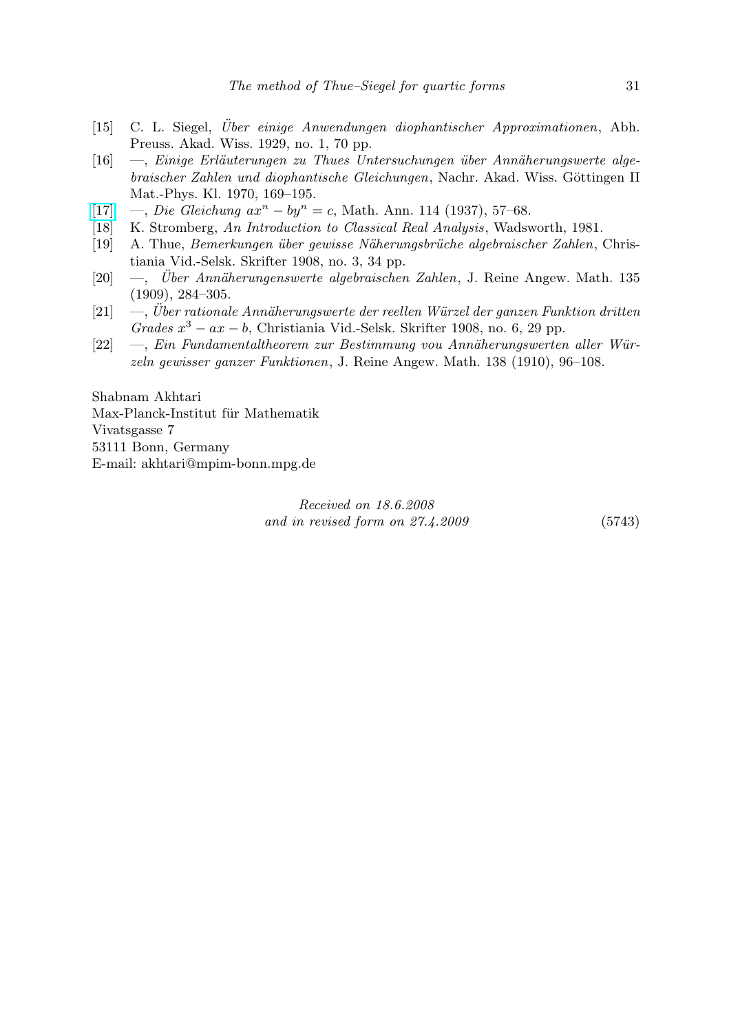[15] C. L. Siegel, *Über einige Anwendungen diophantischer Approximationen*, Abh. Preuss. Akad. Wiss. 1929, no. 1, 70 pp.

[16] —, *Einige Erläuterungen zu Thues Untersuchungen über Annäherungswerte algebraischer Zahlen und diophantische Gleichungen*, Nachr. Akad. Wiss. Göttingen II Mat.-Phys. Kl. 1970, 169–195.

[17] —, *Die Gleichung* $ax^n - by^n = c$, Math. Ann. 114 (1937), 57–68.

[18] K. Stromberg, *An Introduction to Classical Real Analysis*, Wadsworth, 1981.

[19] A. Thue, *Bemerkungen über gewisse Näherungsbrüche algebraischer Zahlen*, Christiania Vid.-Selsk. Skrifter 1908, no. 3, 34 pp.

[20] —, *Über Annäherungenswerte algebraischen Zahlen*, J. Reine Angew. Math. 135 (1909), 284–305.

[21] —, *Über rationale Annäherungswerte der reellen Würzel der ganzen Funktion dritten Grades* $x^3 - ax - b$, Christiania Vid.-Selsk. Skrifter 1908, no. 6, 29 pp.

[22] —, *Ein Fundamentaltheorem zur Bestimmung vou Annäherungswerten aller Würzeln gewisser ganzer Funktionen*, J. Reine Angew. Math. 138 (1910), 96–108.

Shabnam Akhtari
Max-Planck-Institut für Mathematik
Vivatsgasse 7
53111 Bonn, Germany
E-mail: akhtari@mpim-bonn.mpg.de

*Received on 18.6.2008*
*and in revised form on 27.4.2009* (5743)